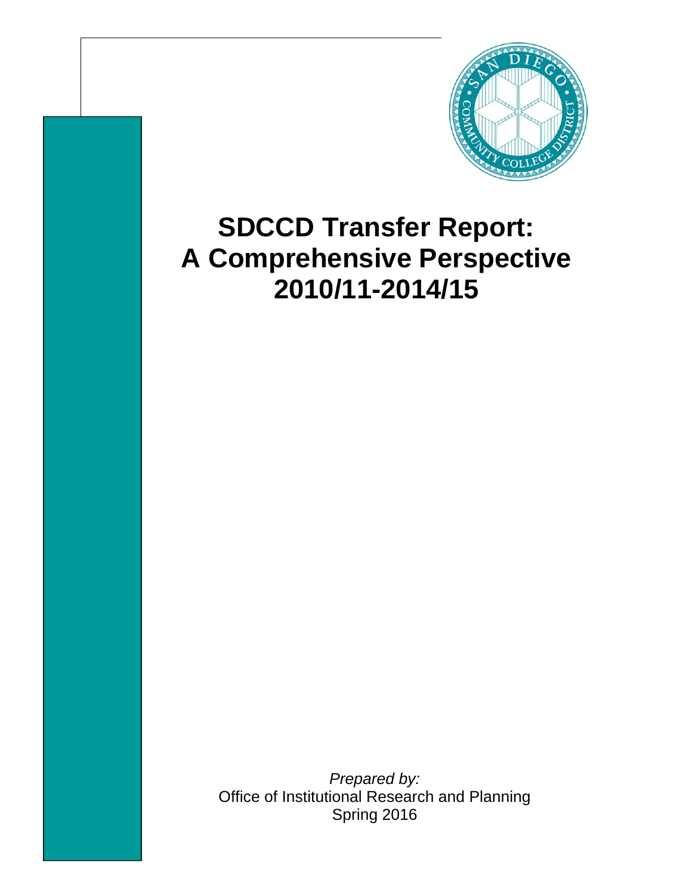# SDCCD Transfer Report: A Comprehensive Perspective 2010/11-2014/15

*Prepared by:*
Office of Institutional Research and Planning
Spring 2016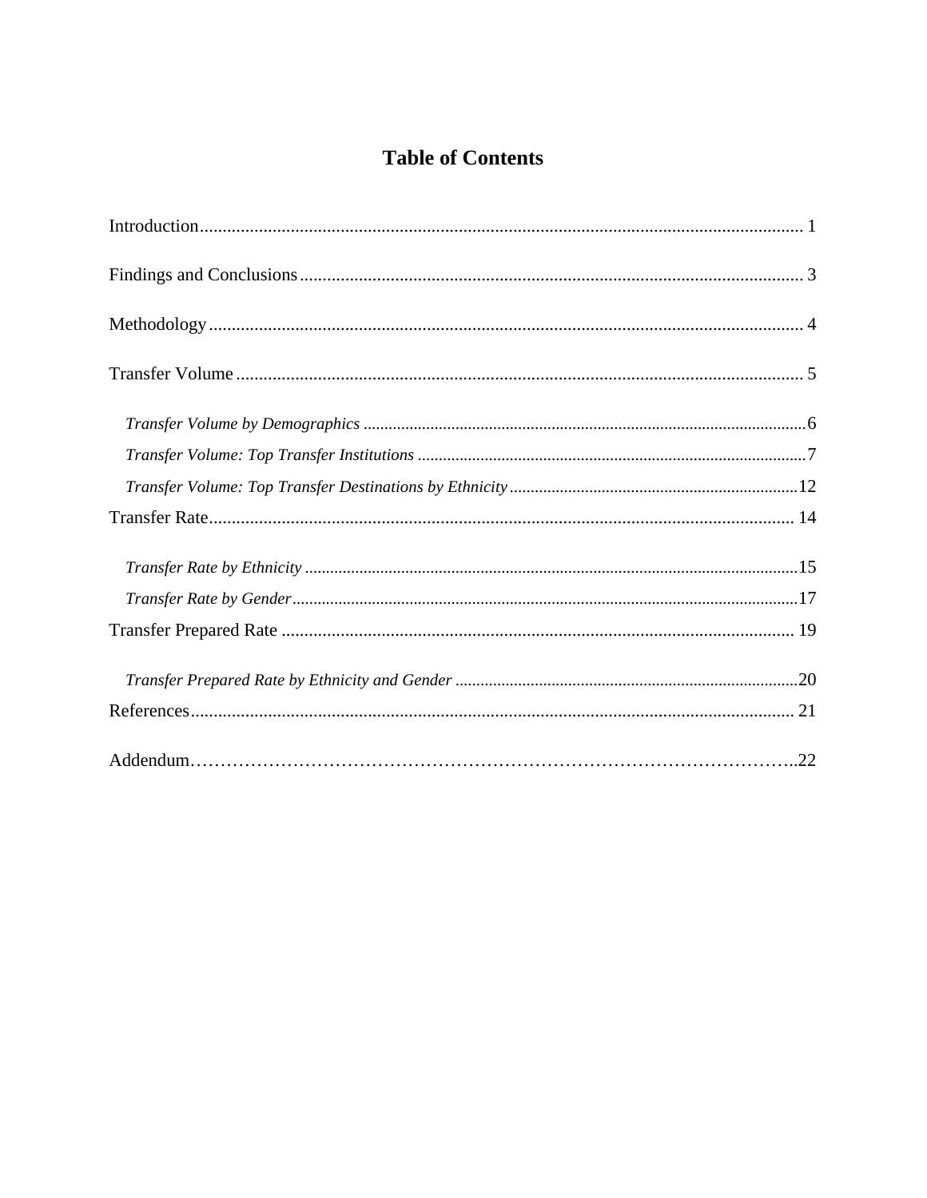# Table of Contents

Introduction....................................................................................................................... 1

Findings and Conclusions................................................................................................. 3

Methodology..................................................................................................................... 4

Transfer Volume .............................................................................................................. 5

*Transfer Volume by Demographics* ........................................................................................6

*Transfer Volume: Top Transfer Institutions* ............................................................................7

*Transfer Volume: Top Transfer Destinations by Ethnicity* .....................................................12

Transfer Rate.................................................................................................................... 14

*Transfer Rate by Ethnicity* ....................................................................................................15

*Transfer Rate by Gender*........................................................................................................17

Transfer Prepared Rate .................................................................................................... 19

*Transfer Prepared Rate by Ethnicity and Gender* .................................................................20

References........................................................................................................................ 21

Addendum……………………………………………………………………………………..22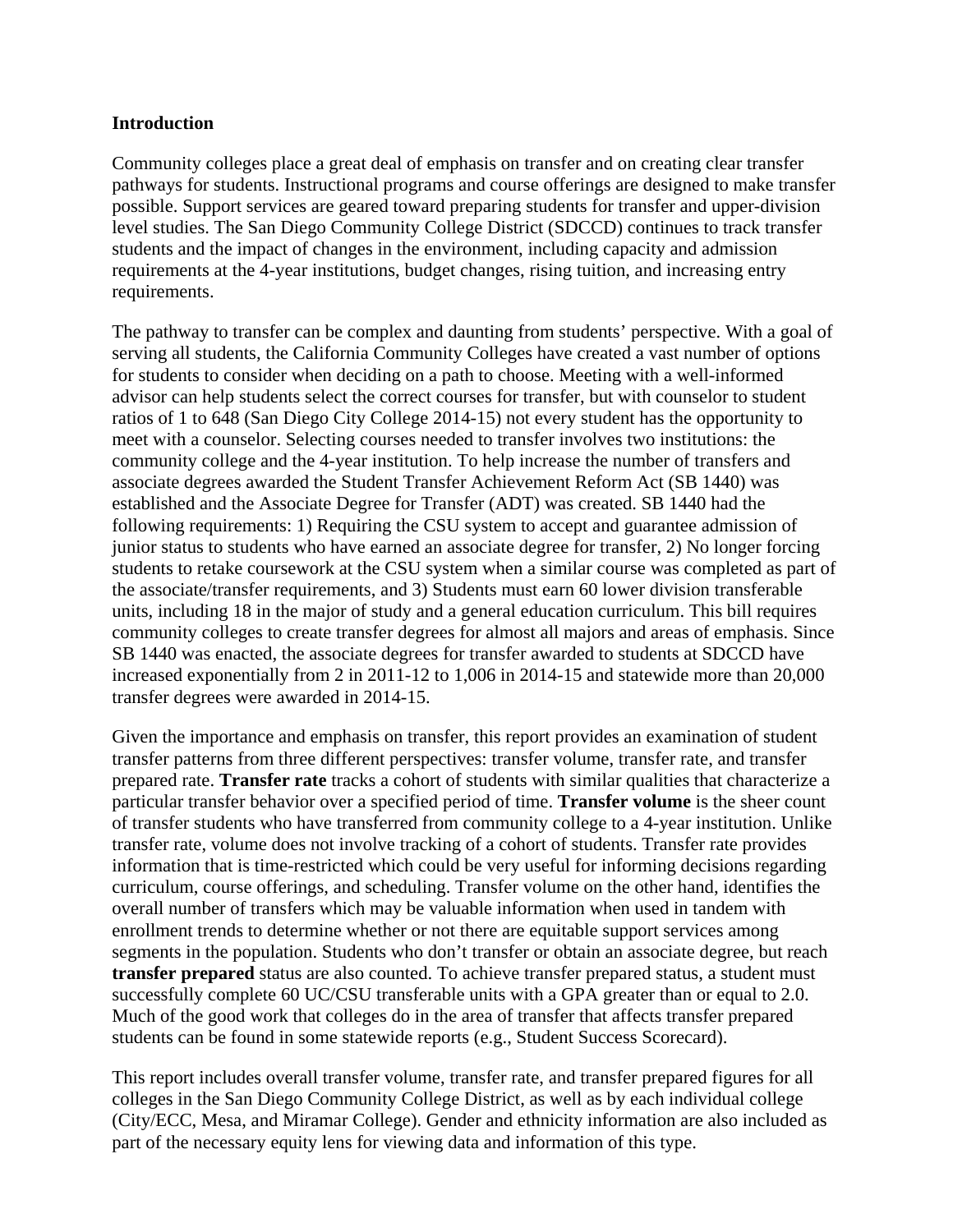**Introduction**

Community colleges place a great deal of emphasis on transfer and on creating clear transfer pathways for students. Instructional programs and course offerings are designed to make transfer possible. Support services are geared toward preparing students for transfer and upper-division level studies. The San Diego Community College District (SDCCD) continues to track transfer students and the impact of changes in the environment, including capacity and admission requirements at the 4-year institutions, budget changes, rising tuition, and increasing entry requirements.

The pathway to transfer can be complex and daunting from students' perspective. With a goal of serving all students, the California Community Colleges have created a vast number of options for students to consider when deciding on a path to choose. Meeting with a well-informed advisor can help students select the correct courses for transfer, but with counselor to student ratios of 1 to 648 (San Diego City College 2014-15) not every student has the opportunity to meet with a counselor. Selecting courses needed to transfer involves two institutions: the community college and the 4-year institution. To help increase the number of transfers and associate degrees awarded the Student Transfer Achievement Reform Act (SB 1440) was established and the Associate Degree for Transfer (ADT) was created. SB 1440 had the following requirements: 1) Requiring the CSU system to accept and guarantee admission of junior status to students who have earned an associate degree for transfer, 2) No longer forcing students to retake coursework at the CSU system when a similar course was completed as part of the associate/transfer requirements, and 3) Students must earn 60 lower division transferable units, including 18 in the major of study and a general education curriculum. This bill requires community colleges to create transfer degrees for almost all majors and areas of emphasis. Since SB 1440 was enacted, the associate degrees for transfer awarded to students at SDCCD have increased exponentially from 2 in 2011-12 to 1,006 in 2014-15 and statewide more than 20,000 transfer degrees were awarded in 2014-15.

Given the importance and emphasis on transfer, this report provides an examination of student transfer patterns from three different perspectives: transfer volume, transfer rate, and transfer prepared rate. **Transfer rate** tracks a cohort of students with similar qualities that characterize a particular transfer behavior over a specified period of time. **Transfer volume** is the sheer count of transfer students who have transferred from community college to a 4-year institution. Unlike transfer rate, volume does not involve tracking of a cohort of students. Transfer rate provides information that is time-restricted which could be very useful for informing decisions regarding curriculum, course offerings, and scheduling. Transfer volume on the other hand, identifies the overall number of transfers which may be valuable information when used in tandem with enrollment trends to determine whether or not there are equitable support services among segments in the population. Students who don't transfer or obtain an associate degree, but reach **transfer prepared** status are also counted. To achieve transfer prepared status, a student must successfully complete 60 UC/CSU transferable units with a GPA greater than or equal to 2.0. Much of the good work that colleges do in the area of transfer that affects transfer prepared students can be found in some statewide reports (e.g., Student Success Scorecard).

This report includes overall transfer volume, transfer rate, and transfer prepared figures for all colleges in the San Diego Community College District, as well as by each individual college (City/ECC, Mesa, and Miramar College). Gender and ethnicity information are also included as part of the necessary equity lens for viewing data and information of this type.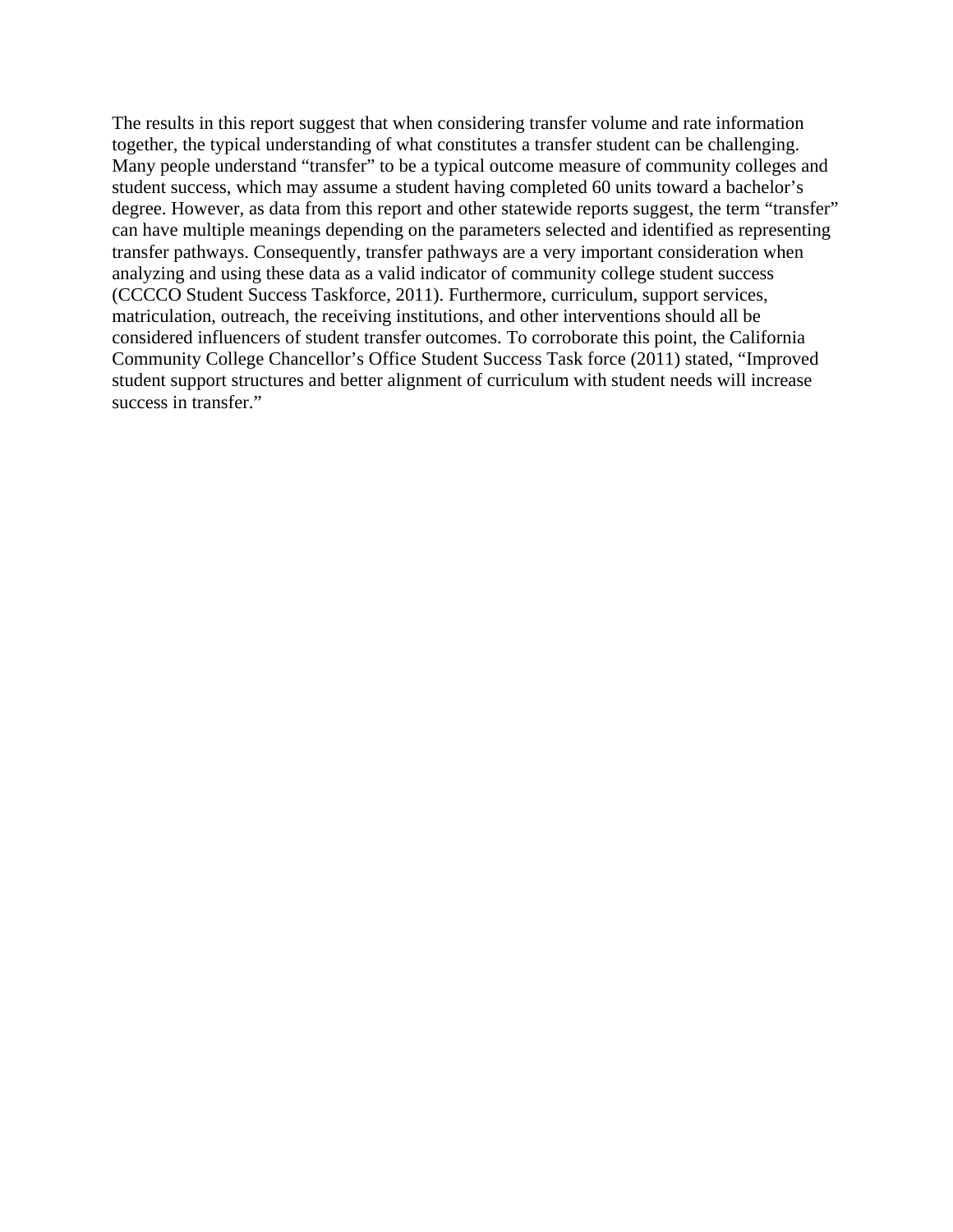The results in this report suggest that when considering transfer volume and rate information together, the typical understanding of what constitutes a transfer student can be challenging. Many people understand “transfer” to be a typical outcome measure of community colleges and student success, which may assume a student having completed 60 units toward a bachelor’s degree. However, as data from this report and other statewide reports suggest, the term “transfer” can have multiple meanings depending on the parameters selected and identified as representing transfer pathways. Consequently, transfer pathways are a very important consideration when analyzing and using these data as a valid indicator of community college student success (CCCCO Student Success Taskforce, 2011). Furthermore, curriculum, support services, matriculation, outreach, the receiving institutions, and other interventions should all be considered influencers of student transfer outcomes. To corroborate this point, the California Community College Chancellor’s Office Student Success Task force (2011) stated, “Improved student support structures and better alignment of curriculum with student needs will increase success in transfer.”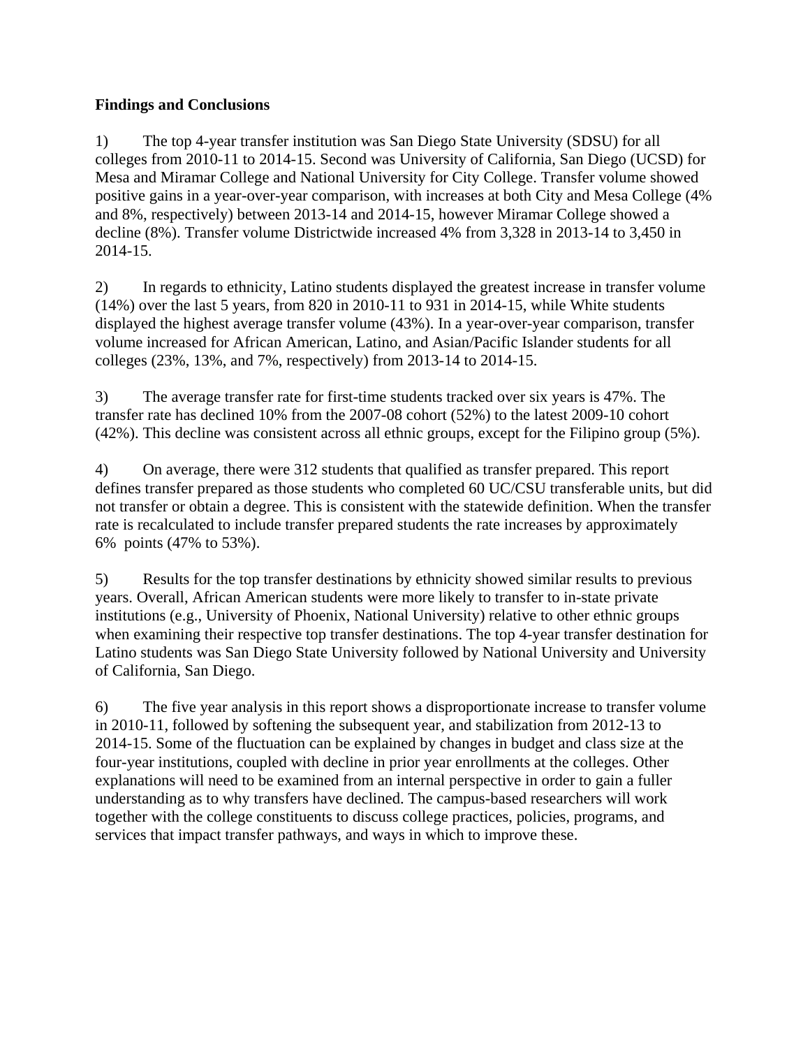**Findings and Conclusions**

1) The top 4-year transfer institution was San Diego State University (SDSU) for all colleges from 2010-11 to 2014-15. Second was University of California, San Diego (UCSD) for Mesa and Miramar College and National University for City College. Transfer volume showed positive gains in a year-over-year comparison, with increases at both City and Mesa College (4% and 8%, respectively) between 2013-14 and 2014-15, however Miramar College showed a decline (8%). Transfer volume Districtwide increased 4% from 3,328 in 2013-14 to 3,450 in 2014-15.

2) In regards to ethnicity, Latino students displayed the greatest increase in transfer volume (14%) over the last 5 years, from 820 in 2010-11 to 931 in 2014-15, while White students displayed the highest average transfer volume (43%). In a year-over-year comparison, transfer volume increased for African American, Latino, and Asian/Pacific Islander students for all colleges (23%, 13%, and 7%, respectively) from 2013-14 to 2014-15.

3) The average transfer rate for first-time students tracked over six years is 47%. The transfer rate has declined 10% from the 2007-08 cohort (52%) to the latest 2009-10 cohort (42%). This decline was consistent across all ethnic groups, except for the Filipino group (5%).

4) On average, there were 312 students that qualified as transfer prepared. This report defines transfer prepared as those students who completed 60 UC/CSU transferable units, but did not transfer or obtain a degree. This is consistent with the statewide definition. When the transfer rate is recalculated to include transfer prepared students the rate increases by approximately 6% points (47% to 53%).

5) Results for the top transfer destinations by ethnicity showed similar results to previous years. Overall, African American students were more likely to transfer to in-state private institutions (e.g., University of Phoenix, National University) relative to other ethnic groups when examining their respective top transfer destinations. The top 4-year transfer destination for Latino students was San Diego State University followed by National University and University of California, San Diego.

6) The five year analysis in this report shows a disproportionate increase to transfer volume in 2010-11, followed by softening the subsequent year, and stabilization from 2012-13 to 2014-15. Some of the fluctuation can be explained by changes in budget and class size at the four-year institutions, coupled with decline in prior year enrollments at the colleges. Other explanations will need to be examined from an internal perspective in order to gain a fuller understanding as to why transfers have declined. The campus-based researchers will work together with the college constituents to discuss college practices, policies, programs, and services that impact transfer pathways, and ways in which to improve these.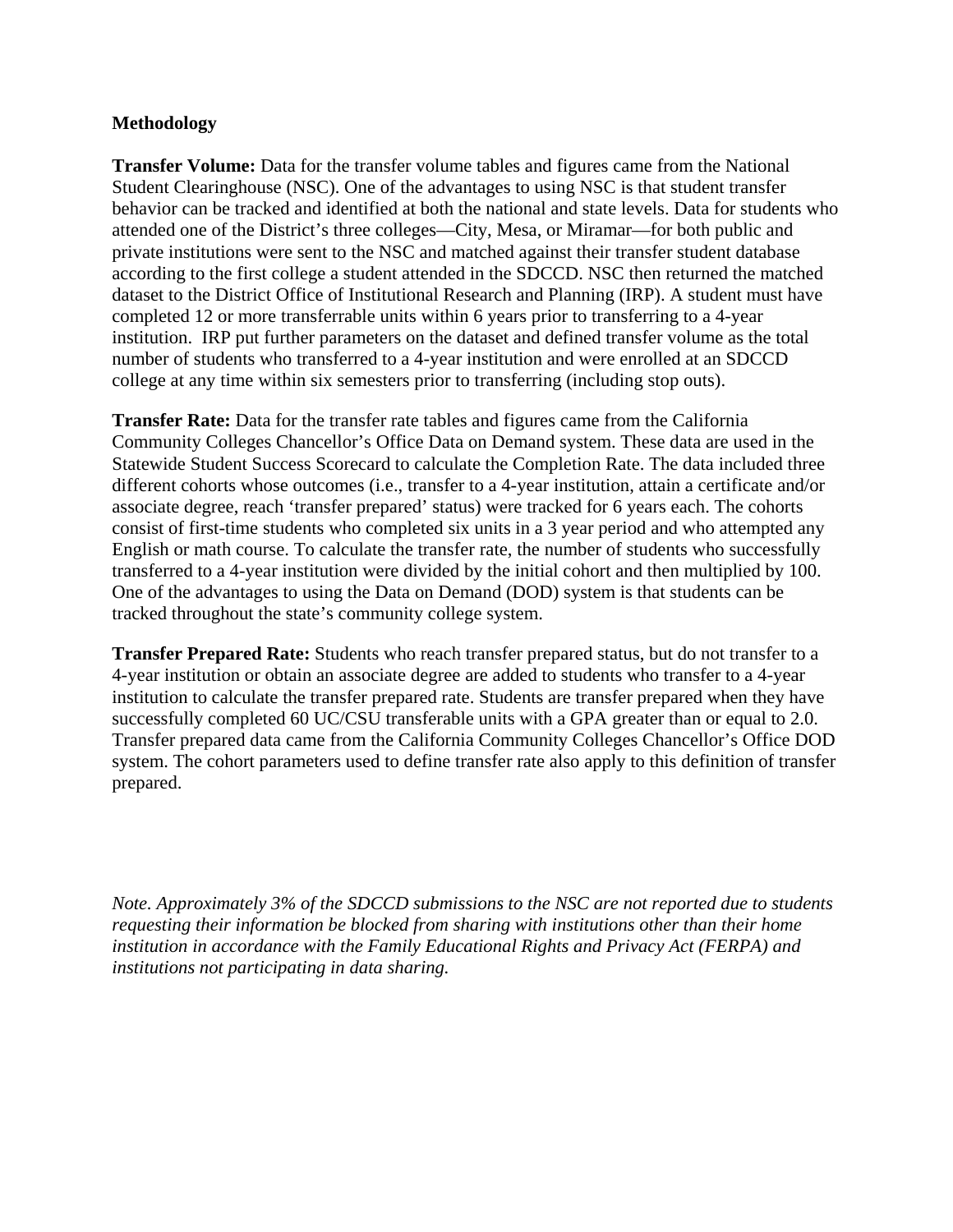**Methodology**

**Transfer Volume:** Data for the transfer volume tables and figures came from the National Student Clearinghouse (NSC). One of the advantages to using NSC is that student transfer behavior can be tracked and identified at both the national and state levels. Data for students who attended one of the District's three colleges—City, Mesa, or Miramar—for both public and private institutions were sent to the NSC and matched against their transfer student database according to the first college a student attended in the SDCCD. NSC then returned the matched dataset to the District Office of Institutional Research and Planning (IRP). A student must have completed 12 or more transferrable units within 6 years prior to transferring to a 4-year institution. IRP put further parameters on the dataset and defined transfer volume as the total number of students who transferred to a 4-year institution and were enrolled at an SDCCD college at any time within six semesters prior to transferring (including stop outs).

**Transfer Rate:** Data for the transfer rate tables and figures came from the California Community Colleges Chancellor's Office Data on Demand system. These data are used in the Statewide Student Success Scorecard to calculate the Completion Rate. The data included three different cohorts whose outcomes (i.e., transfer to a 4-year institution, attain a certificate and/or associate degree, reach 'transfer prepared' status) were tracked for 6 years each. The cohorts consist of first-time students who completed six units in a 3 year period and who attempted any English or math course. To calculate the transfer rate, the number of students who successfully transferred to a 4-year institution were divided by the initial cohort and then multiplied by 100. One of the advantages to using the Data on Demand (DOD) system is that students can be tracked throughout the state's community college system.

**Transfer Prepared Rate:** Students who reach transfer prepared status, but do not transfer to a 4-year institution or obtain an associate degree are added to students who transfer to a 4-year institution to calculate the transfer prepared rate. Students are transfer prepared when they have successfully completed 60 UC/CSU transferable units with a GPA greater than or equal to 2.0. Transfer prepared data came from the California Community Colleges Chancellor's Office DOD system. The cohort parameters used to define transfer rate also apply to this definition of transfer prepared.

*Note. Approximately 3% of the SDCCD submissions to the NSC are not reported due to students requesting their information be blocked from sharing with institutions other than their home institution in accordance with the Family Educational Rights and Privacy Act (FERPA) and institutions not participating in data sharing.*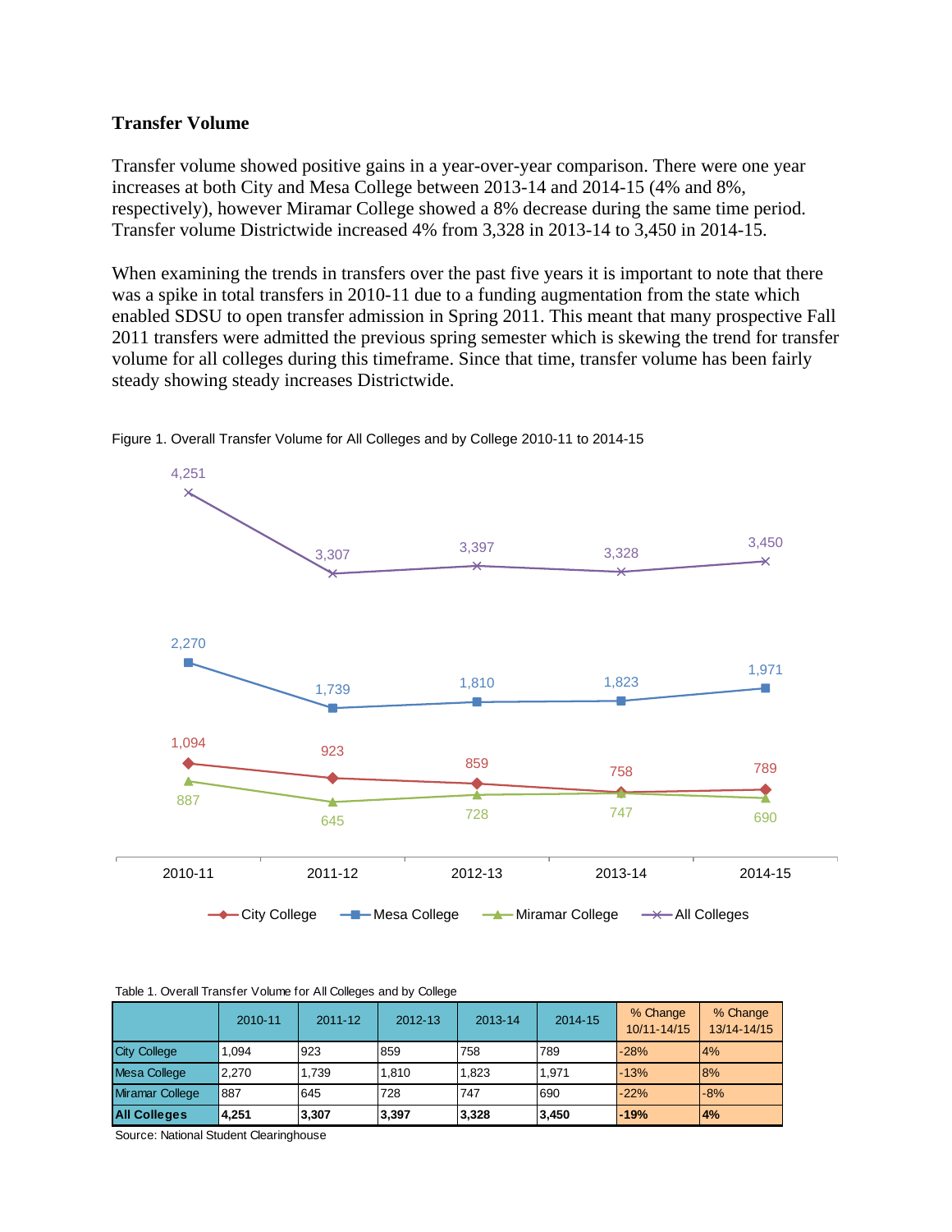## Transfer Volume

Transfer volume showed positive gains in a year-over-year comparison. There were one year increases at both City and Mesa College between 2013-14 and 2014-15 (4% and 8%, respectively), however Miramar College showed a 8% decrease during the same time period. Transfer volume Districtwide increased 4% from 3,328 in 2013-14 to 3,450 in 2014-15.

When examining the trends in transfers over the past five years it is important to note that there was a spike in total transfers in 2010-11 due to a funding augmentation from the state which enabled SDSU to open transfer admission in Spring 2011. This meant that many prospective Fall 2011 transfers were admitted the previous spring semester which is skewing the trend for transfer volume for all colleges during this timeframe. Since that time, transfer volume has been fairly steady showing steady increases Districtwide.

Figure 1. Overall Transfer Volume for All Colleges and by College 2010-11 to 2014-15

4,251
3,307
3,397
3,328
3,450
2,270
1,739
1,810
1,823
1,971
1,094
923
859
758
789
887
645
728
747
690

2010-11
2011-12
2012-13
2013-14
2014-15

City College
Mesa College
Miramar College
All Colleges

Table 1. Overall Transfer Volume for All Colleges and by College

| | 2010-11 | 2011-12 | 2012-13 | 2013-14 | 2014-15 | % Change 10/11-14/15 | % Change 13/14-14/15 |
|---|---|---|---|---|---|---|---|
| City College | 1,094 | 923 | 859 | 758 | 789 | -28% | 4% |
| Mesa College | 2,270 | 1,739 | 1,810 | 1,823 | 1,971 | -13% | 8% |
| Miramar College | 887 | 645 | 728 | 747 | 690 | -22% | -8% |
| **All Colleges** | **4,251** | **3,307** | **3,397** | **3,328** | **3,450** | **-19%** | **4%** |

Source: National Student Clearinghouse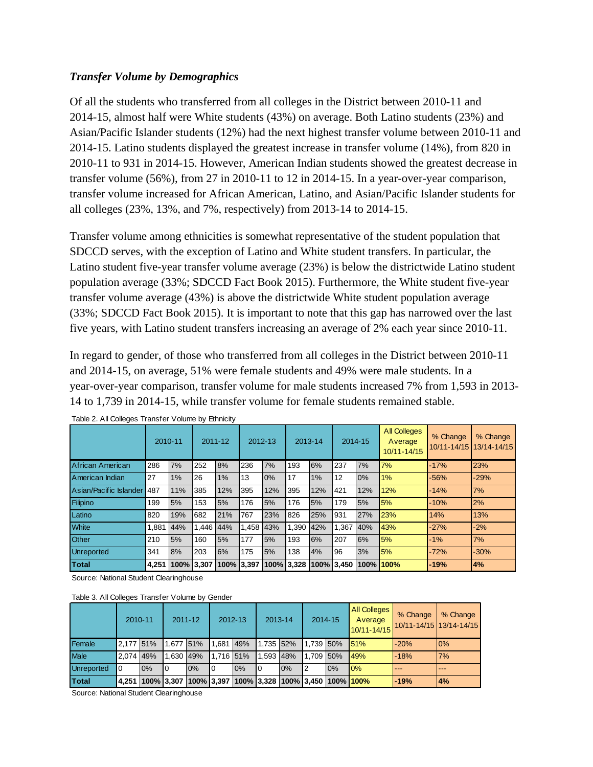### *Transfer Volume by Demographics*

Of all the students who transferred from all colleges in the District between 2010-11 and 2014-15, almost half were White students (43%) on average. Both Latino students (23%) and Asian/Pacific Islander students (12%) had the next highest transfer volume between 2010-11 and 2014-15. Latino students displayed the greatest increase in transfer volume (14%), from 820 in 2010-11 to 931 in 2014-15. However, American Indian students showed the greatest decrease in transfer volume (56%), from 27 in 2010-11 to 12 in 2014-15. In a year-over-year comparison, transfer volume increased for African American, Latino, and Asian/Pacific Islander students for all colleges (23%, 13%, and 7%, respectively) from 2013-14 to 2014-15.

Transfer volume among ethnicities is somewhat representative of the student population that SDCCD serves, with the exception of Latino and White student transfers. In particular, the Latino student five-year transfer volume average (23%) is below the districtwide Latino student population average (33%; SDCCD Fact Book 2015). Furthermore, the White student five-year transfer volume average (43%) is above the districtwide White student population average (33%; SDCCD Fact Book 2015). It is important to note that this gap has narrowed over the last five years, with Latino student transfers increasing an average of 2% each year since 2010-11.

In regard to gender, of those who transferred from all colleges in the District between 2010-11 and 2014-15, on average, 51% were female students and 49% were male students. In a year-over-year comparison, transfer volume for male students increased 7% from 1,593 in 2013-14 to 1,739 in 2014-15, while transfer volume for female students remained stable.

Table 2. All Colleges Transfer Volume by Ethnicity

| | 2010-11 | | 2011-12 | | 2012-13 | | 2013-14 | | 2014-15 | | All Colleges Average 10/11-14/15 | % Change 10/11-14/15 | % Change 13/14-14/15 |
|---|---|---|---|---|---|---|---|---|---|---|---|---|---|
| African American | 286 | 7% | 252 | 8% | 236 | 7% | 193 | 6% | 237 | 7% | 7% | -17% | 23% |
| American Indian | 27 | 1% | 26 | 1% | 13 | 0% | 17 | 1% | 12 | 0% | 1% | -56% | -29% |
| Asian/Pacific Islander | 487 | 11% | 385 | 12% | 395 | 12% | 395 | 12% | 421 | 12% | 12% | -14% | 7% |
| Filipino | 199 | 5% | 153 | 5% | 176 | 5% | 176 | 5% | 179 | 5% | 5% | -10% | 2% |
| Latino | 820 | 19% | 682 | 21% | 767 | 23% | 826 | 25% | 931 | 27% | 23% | 14% | 13% |
| White | 1,881 | 44% | 1,446 | 44% | 1,458 | 43% | 1,390 | 42% | 1,367 | 40% | 43% | -27% | -2% |
| Other | 210 | 5% | 160 | 5% | 177 | 5% | 193 | 6% | 207 | 6% | 5% | -1% | 7% |
| Unreported | 341 | 8% | 203 | 6% | 175 | 5% | 138 | 4% | 96 | 3% | 5% | -72% | -30% |
| **Total** | **4,251** | **100%** | **3,307** | **100%** | **3,397** | **100%** | **3,328** | **100%** | **3,450** | **100%** | **100%** | **-19%** | **4%** |

Source: National Student Clearinghouse

Table 3. All Colleges Transfer Volume by Gender

| | 2010-11 | | 2011-12 | | 2012-13 | | 2013-14 | | 2014-15 | | All Colleges Average 10/11-14/15 | % Change 10/11-14/15 | % Change 13/14-14/15 |
|---|---|---|---|---|---|---|---|---|---|---|---|---|---|
| Female | 2,177 | 51% | 1,677 | 51% | 1,681 | 49% | 1,735 | 52% | 1,739 | 50% | 51% | -20% | 0% |
| Male | 2,074 | 49% | 1,630 | 49% | 1,716 | 51% | 1,593 | 48% | 1,709 | 50% | 49% | -18% | 7% |
| Unreported | 0 | 0% | 0 | 0% | 0 | 0% | 0 | 0% | 2 | 0% | 0% | --- | --- |
| **Total** | **4,251** | **100%** | **3,307** | **100%** | **3,397** | **100%** | **3,328** | **100%** | **3,450** | **100%** | **100%** | **-19%** | **4%** |

Source: National Student Clearinghouse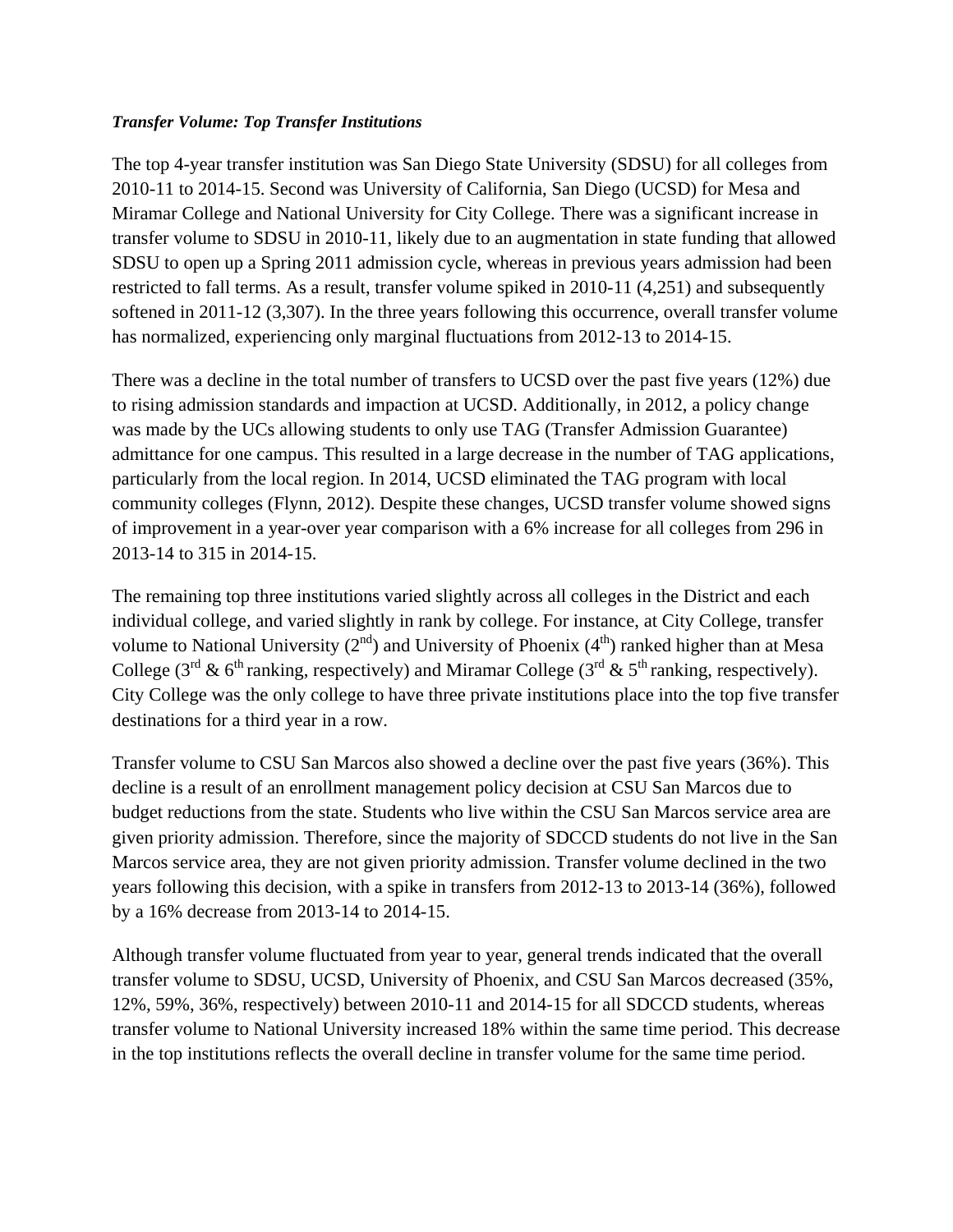***Transfer Volume: Top Transfer Institutions***

The top 4-year transfer institution was San Diego State University (SDSU) for all colleges from 2010-11 to 2014-15. Second was University of California, San Diego (UCSD) for Mesa and Miramar College and National University for City College. There was a significant increase in transfer volume to SDSU in 2010-11, likely due to an augmentation in state funding that allowed SDSU to open up a Spring 2011 admission cycle, whereas in previous years admission had been restricted to fall terms. As a result, transfer volume spiked in 2010-11 (4,251) and subsequently softened in 2011-12 (3,307). In the three years following this occurrence, overall transfer volume has normalized, experiencing only marginal fluctuations from 2012-13 to 2014-15.

There was a decline in the total number of transfers to UCSD over the past five years (12%) due to rising admission standards and impaction at UCSD. Additionally, in 2012, a policy change was made by the UCs allowing students to only use TAG (Transfer Admission Guarantee) admittance for one campus. This resulted in a large decrease in the number of TAG applications, particularly from the local region. In 2014, UCSD eliminated the TAG program with local community colleges (Flynn, 2012). Despite these changes, UCSD transfer volume showed signs of improvement in a year-over year comparison with a 6% increase for all colleges from 296 in 2013-14 to 315 in 2014-15.

The remaining top three institutions varied slightly across all colleges in the District and each individual college, and varied slightly in rank by college. For instance, at City College, transfer volume to National University (2nd) and University of Phoenix (4th) ranked higher than at Mesa College (3rd & 6th ranking, respectively) and Miramar College (3rd & 5th ranking, respectively). City College was the only college to have three private institutions place into the top five transfer destinations for a third year in a row.

Transfer volume to CSU San Marcos also showed a decline over the past five years (36%). This decline is a result of an enrollment management policy decision at CSU San Marcos due to budget reductions from the state. Students who live within the CSU San Marcos service area are given priority admission. Therefore, since the majority of SDCCD students do not live in the San Marcos service area, they are not given priority admission. Transfer volume declined in the two years following this decision, with a spike in transfers from 2012-13 to 2013-14 (36%), followed by a 16% decrease from 2013-14 to 2014-15.

Although transfer volume fluctuated from year to year, general trends indicated that the overall transfer volume to SDSU, UCSD, University of Phoenix, and CSU San Marcos decreased (35%, 12%, 59%, 36%, respectively) between 2010-11 and 2014-15 for all SDCCD students, whereas transfer volume to National University increased 18% within the same time period. This decrease in the top institutions reflects the overall decline in transfer volume for the same time period.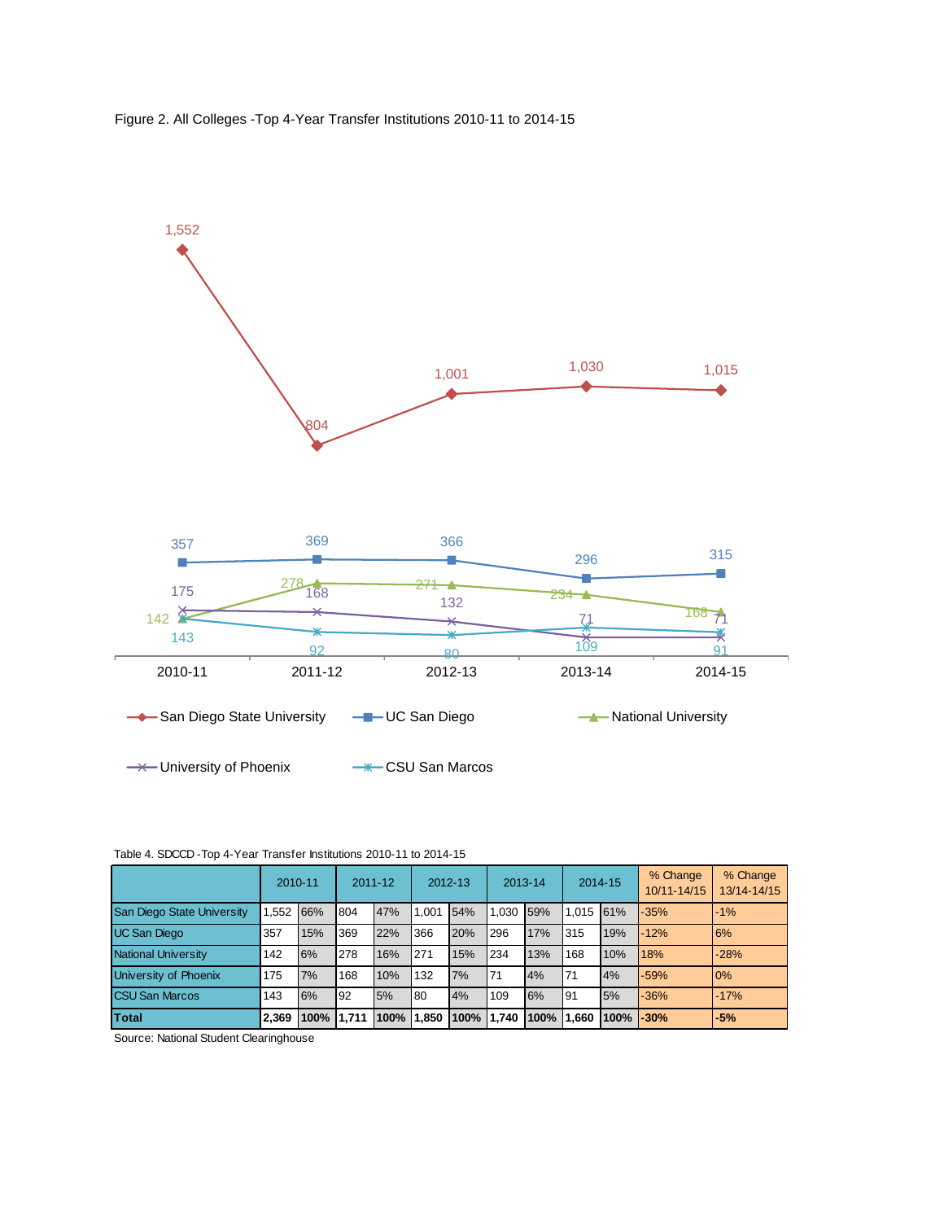Figure 2. All Colleges -Top 4-Year Transfer Institutions 2010-11 to 2014-15

1,552
804
1,001
1,030
1,015
357
369
366
296
315
175
278
168
271
132
234
168
71
142
143
92
80
71
109
91

2010-11
2011-12
2012-13
2013-14
2014-15

San Diego State University
UC San Diego
National University
University of Phoenix
CSU San Marcos

Table 4. SDCCD -Top 4-Year Transfer Institutions 2010-11 to 2014-15

| | 2010-11 | | 2011-12 | | 2012-13 | | 2013-14 | | 2014-15 | | % Change 10/11-14/15 | % Change 13/14-14/15 |
|---|---|---|---|---|---|---|---|---|---|---|---|---|
| San Diego State University | 1,552 | 66% | 804 | 47% | 1,001 | 54% | 1,030 | 59% | 1,015 | 61% | -35% | -1% |
| UC San Diego | 357 | 15% | 369 | 22% | 366 | 20% | 296 | 17% | 315 | 19% | -12% | 6% |
| National University | 142 | 6% | 278 | 16% | 271 | 15% | 234 | 13% | 168 | 10% | 18% | -28% |
| University of Phoenix | 175 | 7% | 168 | 10% | 132 | 7% | 71 | 4% | 71 | 4% | -59% | 0% |
| CSU San Marcos | 143 | 6% | 92 | 5% | 80 | 4% | 109 | 6% | 91 | 5% | -36% | -17% |
| **Total** | **2,369** | **100%** | **1,711** | **100%** | **1,850** | **100%** | **1,740** | **100%** | **1,660** | **100%** | **-30%** | **-5%** |

Source: National Student Clearinghouse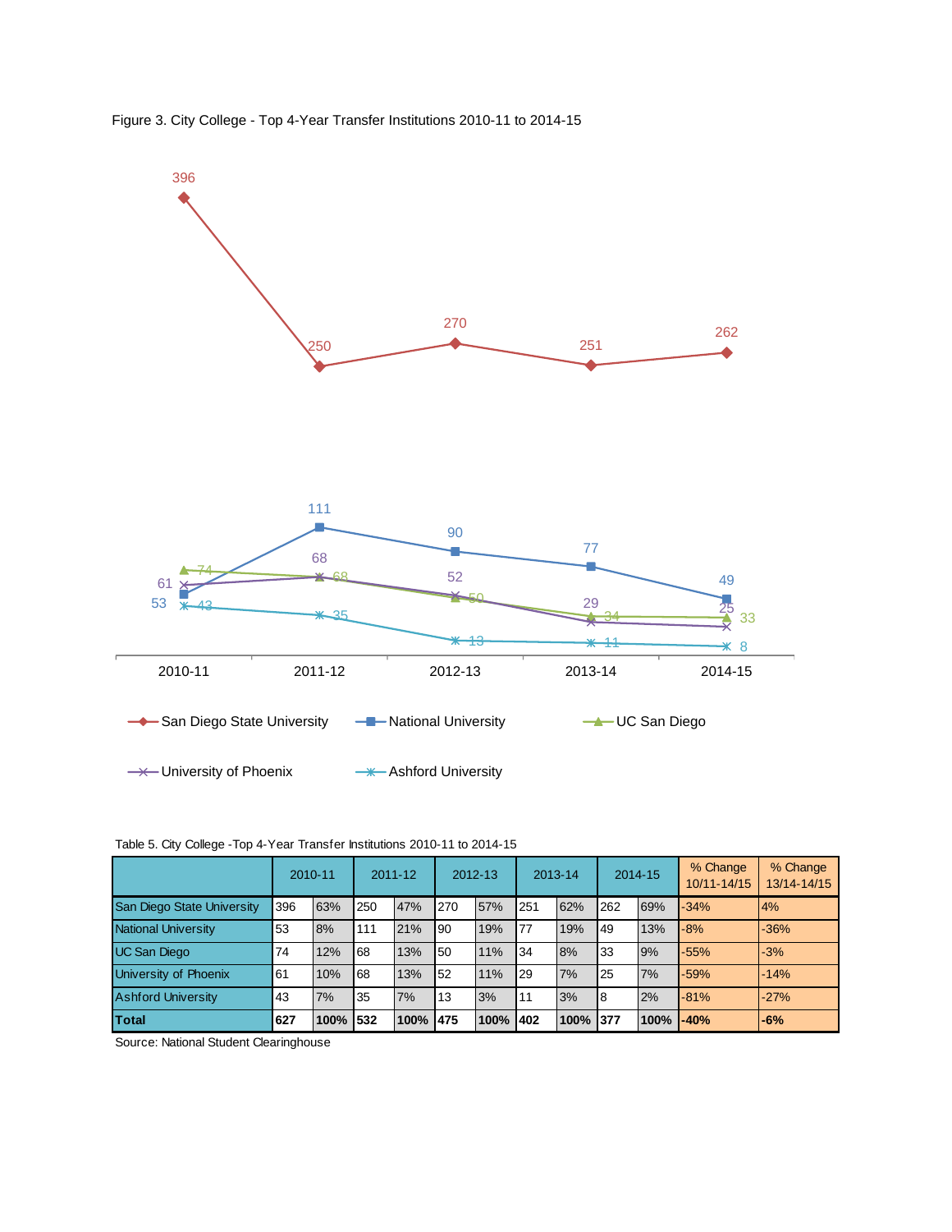Figure 3. City College - Top 4-Year Transfer Institutions 2010-11 to 2014-15

396
250
270
251
262
111
90
77
49
68
52
29
25
61
53
74
68
50
34
33
43
35
13
11
8

2010-11
2011-12
2012-13
2013-14
2014-15

San Diego State University
National University
UC San Diego
University of Phoenix
Ashford University

Table 5. City College -Top 4-Year Transfer Institutions 2010-11 to 2014-15

| | 2010-11 | | 2011-12 | | 2012-13 | | 2013-14 | | 2014-15 | | % Change 10/11-14/15 | % Change 13/14-14/15 |
|---|---|---|---|---|---|---|---|---|---|---|---|---|
| San Diego State University | 396 | 63% | 250 | 47% | 270 | 57% | 251 | 62% | 262 | 69% | -34% | 4% |
| National University | 53 | 8% | 111 | 21% | 90 | 19% | 77 | 19% | 49 | 13% | -8% | -36% |
| UC San Diego | 74 | 12% | 68 | 13% | 50 | 11% | 34 | 8% | 33 | 9% | -55% | -3% |
| University of Phoenix | 61 | 10% | 68 | 13% | 52 | 11% | 29 | 7% | 25 | 7% | -59% | -14% |
| Ashford University | 43 | 7% | 35 | 7% | 13 | 3% | 11 | 3% | 8 | 2% | -81% | -27% |
| **Total** | **627** | **100%** | **532** | **100%** | **475** | **100%** | **402** | **100%** | **377** | **100%** | **-40%** | **-6%** |

Source: National Student Clearinghouse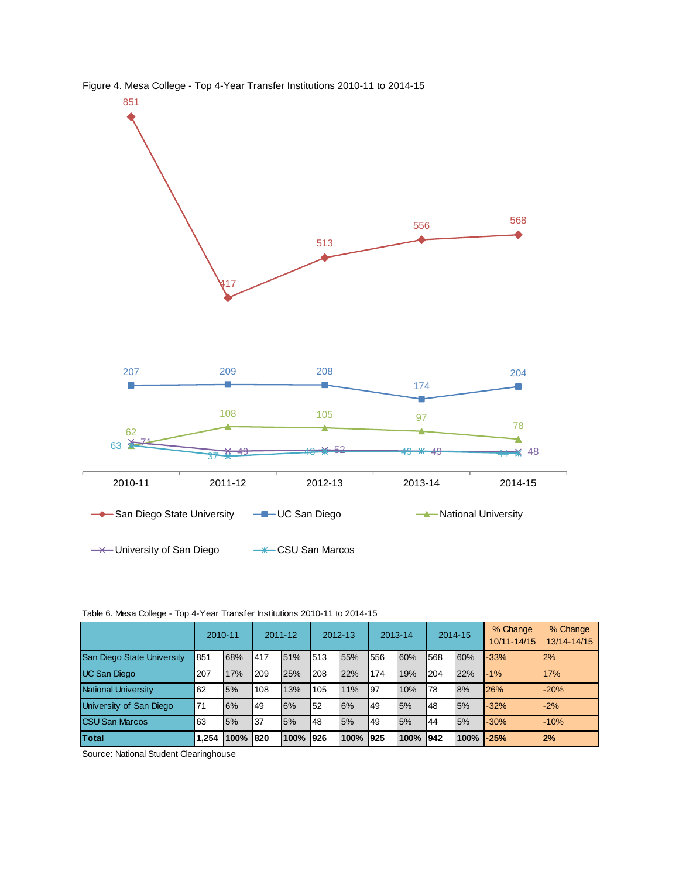Figure 4. Mesa College - Top 4-Year Transfer Institutions 2010-11 to 2014-15

851
417
513
556
568
207
209
208
174
204
62
108
105
97
78
63
71
37
49
48
52
49
49
44
48

2010-11
2011-12
2012-13
2013-14
2014-15

San Diego State University
UC San Diego
National University
University of San Diego
CSU San Marcos

Table 6. Mesa College - Top 4-Year Transfer Institutions 2010-11 to 2014-15

| | 2010-11 | | 2011-12 | | 2012-13 | | 2013-14 | | 2014-15 | | % Change 10/11-14/15 | % Change 13/14-14/15 |
|---|---|---|---|---|---|---|---|---|---|---|---|---|
| San Diego State University | 851 | 68% | 417 | 51% | 513 | 55% | 556 | 60% | 568 | 60% | -33% | 2% |
| UC San Diego | 207 | 17% | 209 | 25% | 208 | 22% | 174 | 19% | 204 | 22% | -1% | 17% |
| National University | 62 | 5% | 108 | 13% | 105 | 11% | 97 | 10% | 78 | 8% | 26% | -20% |
| University of San Diego | 71 | 6% | 49 | 6% | 52 | 6% | 49 | 5% | 48 | 5% | -32% | -2% |
| CSU San Marcos | 63 | 5% | 37 | 5% | 48 | 5% | 49 | 5% | 44 | 5% | -30% | -10% |
| **Total** | **1,254** | **100%** | **820** | **100%** | **926** | **100%** | **925** | **100%** | **942** | **100%** | **-25%** | **2%** |

Source: National Student Clearinghouse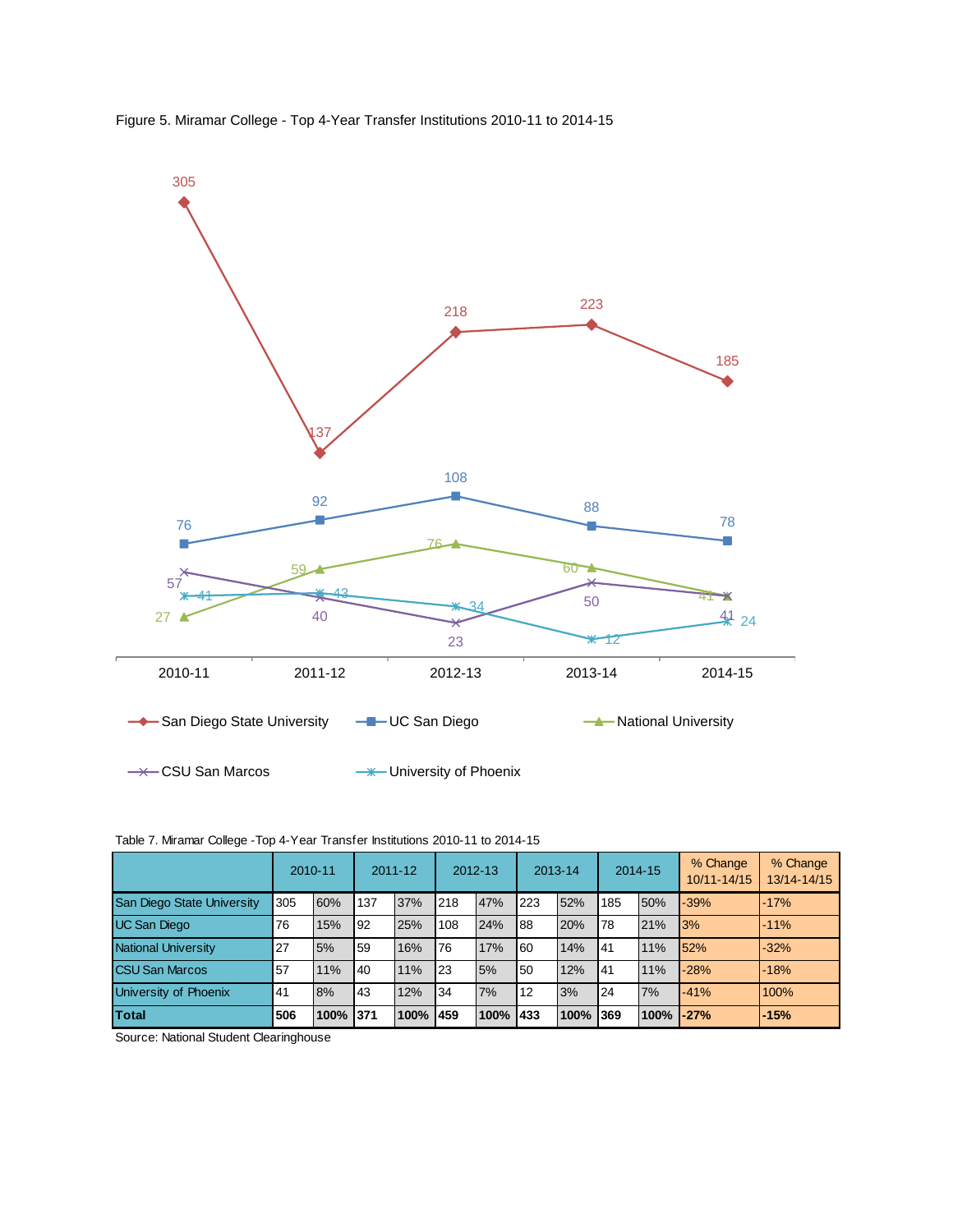Figure 5. Miramar College - Top 4-Year Transfer Institutions 2010-11 to 2014-15

305
137
218
223
185
76
92
108
88
78
57
59
76
60
41
41
43
34
50
27
40
23
12
41
24

2010-11
2011-12
2012-13
2013-14
2014-15

San Diego State University
UC San Diego
National University
CSU San Marcos
University of Phoenix

Table 7. Miramar College -Top 4-Year Transfer Institutions 2010-11 to 2014-15

| | 2010-11 | | 2011-12 | | 2012-13 | | 2013-14 | | 2014-15 | | % Change 10/11-14/15 | % Change 13/14-14/15 |
|---|---|---|---|---|---|---|---|---|---|---|---|---|
| San Diego State University | 305 | 60% | 137 | 37% | 218 | 47% | 223 | 52% | 185 | 50% | -39% | -17% |
| UC San Diego | 76 | 15% | 92 | 25% | 108 | 24% | 88 | 20% | 78 | 21% | 3% | -11% |
| National University | 27 | 5% | 59 | 16% | 76 | 17% | 60 | 14% | 41 | 11% | 52% | -32% |
| CSU San Marcos | 57 | 11% | 40 | 11% | 23 | 5% | 50 | 12% | 41 | 11% | -28% | -18% |
| University of Phoenix | 41 | 8% | 43 | 12% | 34 | 7% | 12 | 3% | 24 | 7% | -41% | 100% |
| **Total** | **506** | **100%** | **371** | **100%** | **459** | **100%** | **433** | **100%** | **369** | **100%** | **-27%** | **-15%** |

Source: National Student Clearinghouse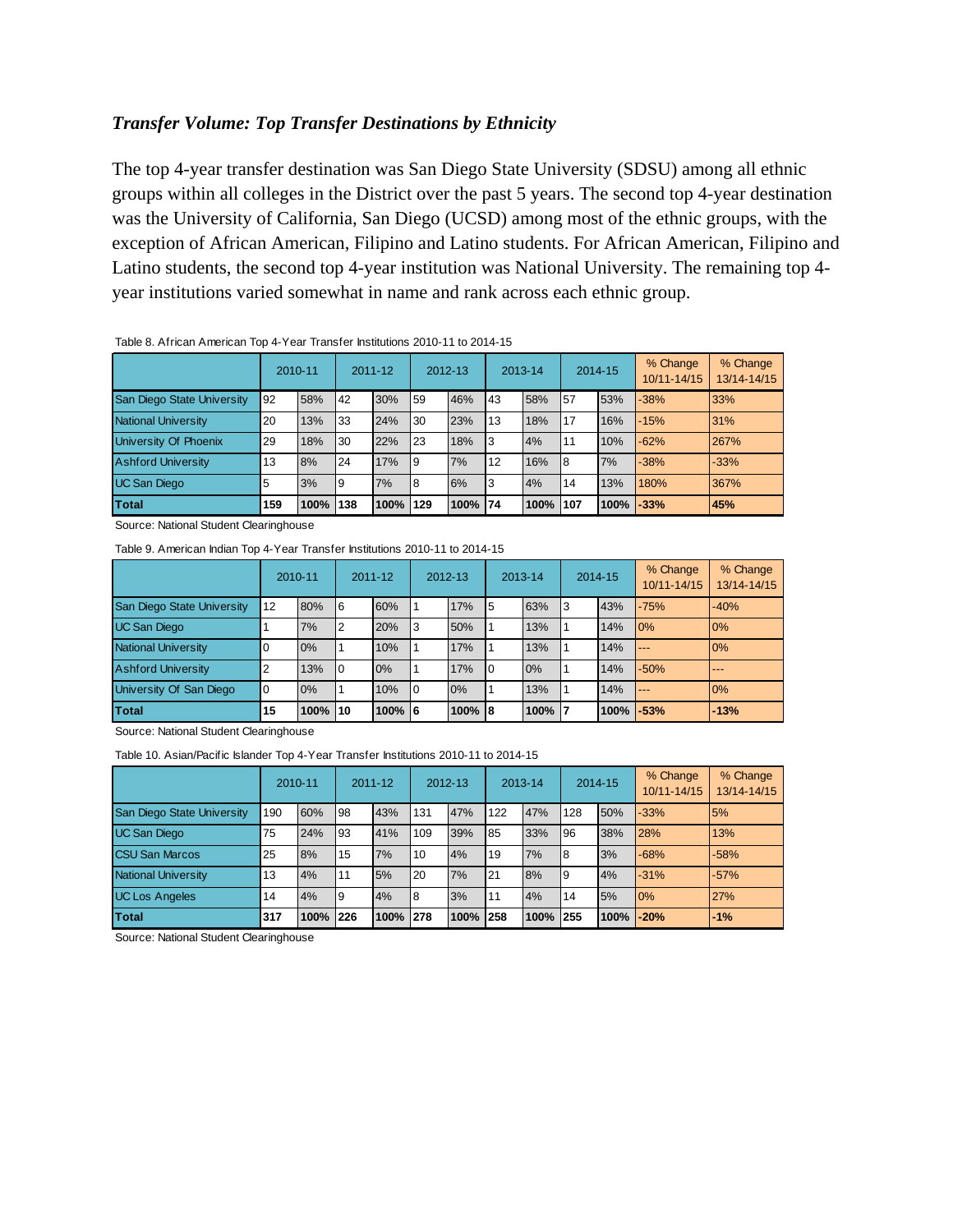### *Transfer Volume: Top Transfer Destinations by Ethnicity*

The top 4-year transfer destination was San Diego State University (SDSU) among all ethnic groups within all colleges in the District over the past 5 years. The second top 4-year destination was the University of California, San Diego (UCSD) among most of the ethnic groups, with the exception of African American, Filipino and Latino students. For African American, Filipino and Latino students, the second top 4-year institution was National University. The remaining top 4-year institutions varied somewhat in name and rank across each ethnic group.

Table 8. African American Top 4-Year Transfer Institutions 2010-11 to 2014-15

| | 2010-11 | | 2011-12 | | 2012-13 | | 2013-14 | | 2014-15 | | % Change 10/11-14/15 | % Change 13/14-14/15 |
|---|---|---|---|---|---|---|---|---|---|---|---|---|
| San Diego State University | 92 | 58% | 42 | 30% | 59 | 46% | 43 | 58% | 57 | 53% | -38% | 33% |
| National University | 20 | 13% | 33 | 24% | 30 | 23% | 13 | 18% | 17 | 16% | -15% | 31% |
| University Of Phoenix | 29 | 18% | 30 | 22% | 23 | 18% | 3 | 4% | 11 | 10% | -62% | 267% |
| Ashford University | 13 | 8% | 24 | 17% | 9 | 7% | 12 | 16% | 8 | 7% | -38% | -33% |
| UC San Diego | 5 | 3% | 9 | 7% | 8 | 6% | 3 | 4% | 14 | 13% | 180% | 367% |
| **Total** | **159** | **100%** | **138** | **100%** | **129** | **100%** | **74** | **100%** | **107** | **100%** | **-33%** | **45%** |

Source: National Student Clearinghouse

Table 9. American Indian Top 4-Year Transfer Institutions 2010-11 to 2014-15

| | 2010-11 | | 2011-12 | | 2012-13 | | 2013-14 | | 2014-15 | | % Change 10/11-14/15 | % Change 13/14-14/15 |
|---|---|---|---|---|---|---|---|---|---|---|---|---|
| San Diego State University | 12 | 80% | 6 | 60% | 1 | 17% | 5 | 63% | 3 | 43% | -75% | -40% |
| UC San Diego | 1 | 7% | 2 | 20% | 3 | 50% | 1 | 13% | 1 | 14% | 0% | 0% |
| National University | 0 | 0% | 1 | 10% | 1 | 17% | 1 | 13% | 1 | 14% | --- | 0% |
| Ashford University | 2 | 13% | 0 | 0% | 1 | 17% | 0 | 0% | 1 | 14% | -50% | --- |
| University Of San Diego | 0 | 0% | 1 | 10% | 0 | 0% | 1 | 13% | 1 | 14% | --- | 0% |
| **Total** | **15** | **100%** | **10** | **100%** | **6** | **100%** | **8** | **100%** | **7** | **100%** | **-53%** | **-13%** |

Source: National Student Clearinghouse

Table 10. Asian/Pacific Islander Top 4-Year Transfer Institutions 2010-11 to 2014-15

| | 2010-11 | | 2011-12 | | 2012-13 | | 2013-14 | | 2014-15 | | % Change 10/11-14/15 | % Change 13/14-14/15 |
|---|---|---|---|---|---|---|---|---|---|---|---|---|
| San Diego State University | 190 | 60% | 98 | 43% | 131 | 47% | 122 | 47% | 128 | 50% | -33% | 5% |
| UC San Diego | 75 | 24% | 93 | 41% | 109 | 39% | 85 | 33% | 96 | 38% | 28% | 13% |
| CSU San Marcos | 25 | 8% | 15 | 7% | 10 | 4% | 19 | 7% | 8 | 3% | -68% | -58% |
| National University | 13 | 4% | 11 | 5% | 20 | 7% | 21 | 8% | 9 | 4% | -31% | -57% |
| UC Los Angeles | 14 | 4% | 9 | 4% | 8 | 3% | 11 | 4% | 14 | 5% | 0% | 27% |
| **Total** | **317** | **100%** | **226** | **100%** | **278** | **100%** | **258** | **100%** | **255** | **100%** | **-20%** | **-1%** |

Source: National Student Clearinghouse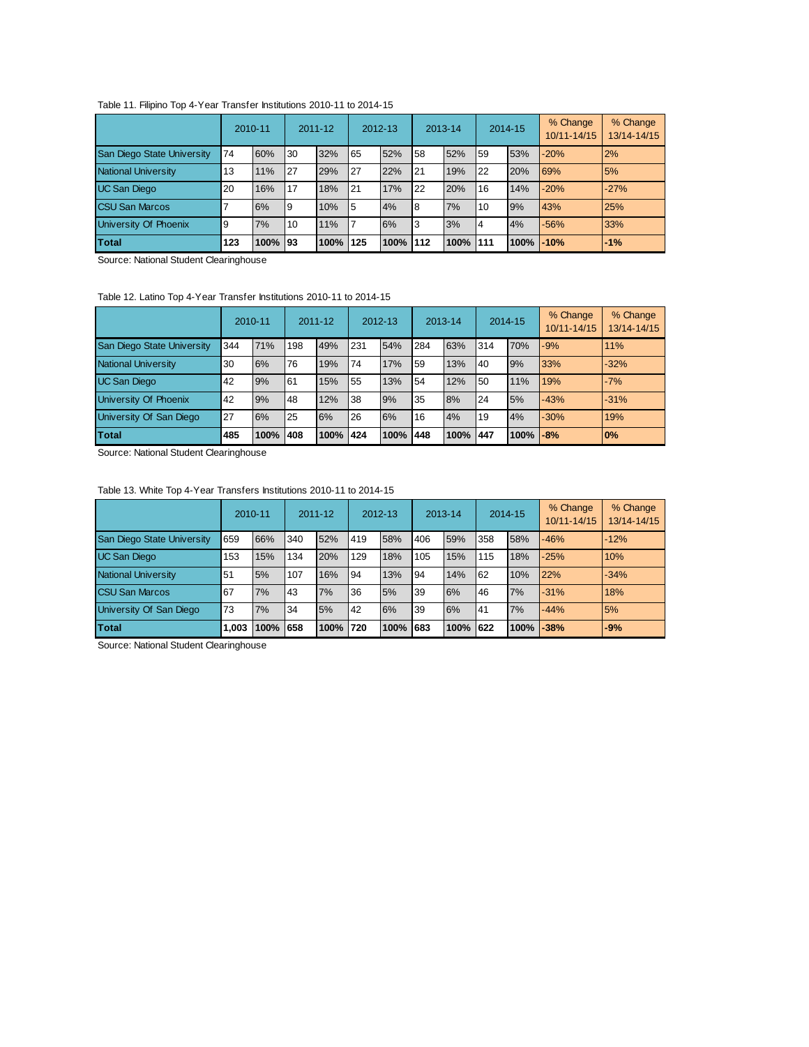Table 11. Filipino Top 4-Year Transfer Institutions 2010-11 to 2014-15

| | 2010-11 | | 2011-12 | | 2012-13 | | 2013-14 | | 2014-15 | | % Change 10/11-14/15 | % Change 13/14-14/15 |
|---|---|---|---|---|---|---|---|---|---|---|---|---|
| San Diego State University | 74 | 60% | 30 | 32% | 65 | 52% | 58 | 52% | 59 | 53% | -20% | 2% |
| National University | 13 | 11% | 27 | 29% | 27 | 22% | 21 | 19% | 22 | 20% | 69% | 5% |
| UC San Diego | 20 | 16% | 17 | 18% | 21 | 17% | 22 | 20% | 16 | 14% | -20% | -27% |
| CSU San Marcos | 7 | 6% | 9 | 10% | 5 | 4% | 8 | 7% | 10 | 9% | 43% | 25% |
| University Of Phoenix | 9 | 7% | 10 | 11% | 7 | 6% | 3 | 3% | 4 | 4% | -56% | 33% |
| **Total** | **123** | **100%** | **93** | **100%** | **125** | **100%** | **112** | **100%** | **111** | **100%** | **-10%** | **-1%** |

Source: National Student Clearinghouse

Table 12. Latino Top 4-Year Transfer Institutions 2010-11 to 2014-15

| | 2010-11 | | 2011-12 | | 2012-13 | | 2013-14 | | 2014-15 | | % Change 10/11-14/15 | % Change 13/14-14/15 |
|---|---|---|---|---|---|---|---|---|---|---|---|---|
| San Diego State University | 344 | 71% | 198 | 49% | 231 | 54% | 284 | 63% | 314 | 70% | -9% | 11% |
| National University | 30 | 6% | 76 | 19% | 74 | 17% | 59 | 13% | 40 | 9% | 33% | -32% |
| UC San Diego | 42 | 9% | 61 | 15% | 55 | 13% | 54 | 12% | 50 | 11% | 19% | -7% |
| University Of Phoenix | 42 | 9% | 48 | 12% | 38 | 9% | 35 | 8% | 24 | 5% | -43% | -31% |
| University Of San Diego | 27 | 6% | 25 | 6% | 26 | 6% | 16 | 4% | 19 | 4% | -30% | 19% |
| **Total** | **485** | **100%** | **408** | **100%** | **424** | **100%** | **448** | **100%** | **447** | **100%** | **-8%** | **0%** |

Source: National Student Clearinghouse

Table 13. White Top 4-Year Transfers Institutions 2010-11 to 2014-15

| | 2010-11 | | 2011-12 | | 2012-13 | | 2013-14 | | 2014-15 | | % Change 10/11-14/15 | % Change 13/14-14/15 |
|---|---|---|---|---|---|---|---|---|---|---|---|---|
| San Diego State University | 659 | 66% | 340 | 52% | 419 | 58% | 406 | 59% | 358 | 58% | -46% | -12% |
| UC San Diego | 153 | 15% | 134 | 20% | 129 | 18% | 105 | 15% | 115 | 18% | -25% | 10% |
| National University | 51 | 5% | 107 | 16% | 94 | 13% | 94 | 14% | 62 | 10% | 22% | -34% |
| CSU San Marcos | 67 | 7% | 43 | 7% | 36 | 5% | 39 | 6% | 46 | 7% | -31% | 18% |
| University Of San Diego | 73 | 7% | 34 | 5% | 42 | 6% | 39 | 6% | 41 | 7% | -44% | 5% |
| **Total** | **1,003** | **100%** | **658** | **100%** | **720** | **100%** | **683** | **100%** | **622** | **100%** | **-38%** | **-9%** |

Source: National Student Clearinghouse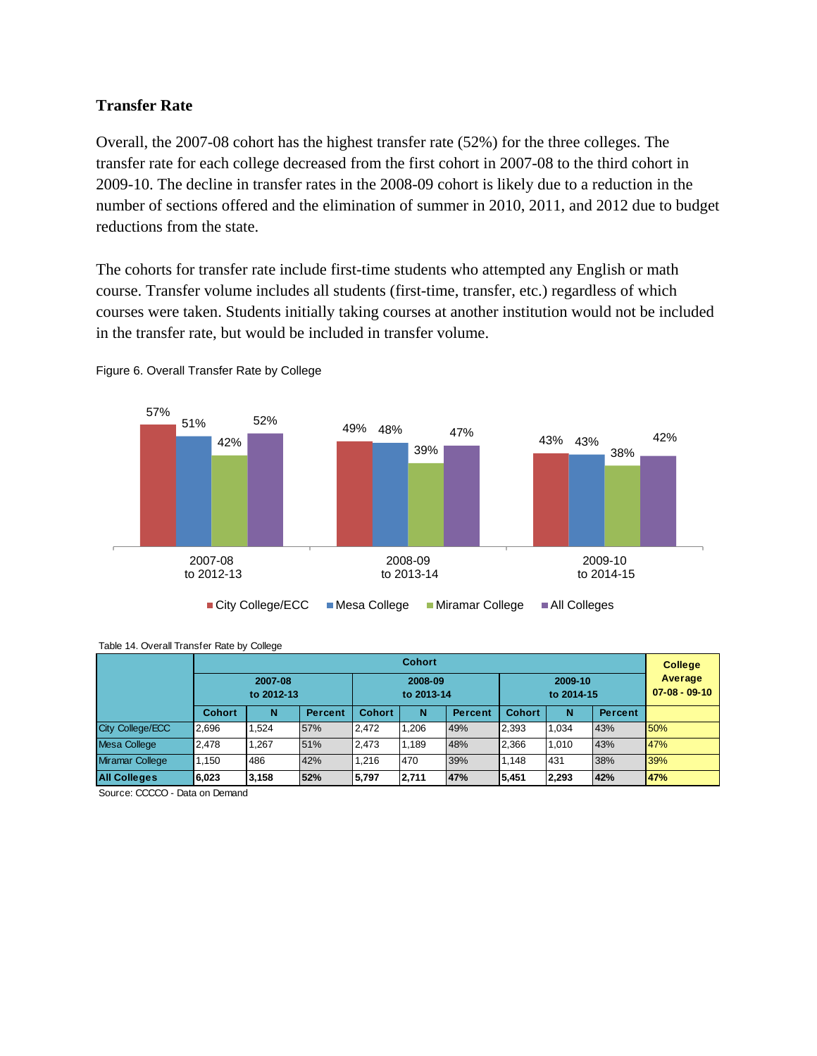## Transfer Rate

Overall, the 2007-08 cohort has the highest transfer rate (52%) for the three colleges. The transfer rate for each college decreased from the first cohort in 2007-08 to the third cohort in 2009-10. The decline in transfer rates in the 2008-09 cohort is likely due to a reduction in the number of sections offered and the elimination of summer in 2010, 2011, and 2012 due to budget reductions from the state.

The cohorts for transfer rate include first-time students who attempted any English or math course. Transfer volume includes all students (first-time, transfer, etc.) regardless of which courses were taken. Students initially taking courses at another institution would not be included in the transfer rate, but would be included in transfer volume.

Figure 6. Overall Transfer Rate by College

57% 51% 42% 52%
49% 48% 39% 47%
43% 43% 38% 42%

2007-08 to 2012-13
2008-09 to 2013-14
2009-10 to 2014-15

City College/ECC
Mesa College
Miramar College
All Colleges

Table 14. Overall Transfer Rate by College

| | Cohort | | | | | | | | | College Average 07-08 - 09-10 |
|---|---|---|---|---|---|---|---|---|---|---|
| | 2007-08 to 2012-13 | | | 2008-09 to 2013-14 | | | 2009-10 to 2014-15 | | | |
| | Cohort | N | Percent | Cohort | N | Percent | Cohort | N | Percent | |
| City College/ECC | 2,696 | 1,524 | 57% | 2,472 | 1,206 | 49% | 2,393 | 1,034 | 43% | 50% |
| Mesa College | 2,478 | 1,267 | 51% | 2,473 | 1,189 | 48% | 2,366 | 1,010 | 43% | 47% |
| Miramar College | 1,150 | 486 | 42% | 1,216 | 470 | 39% | 1,148 | 431 | 38% | 39% |
| **All Colleges** | **6,023** | **3,158** | **52%** | **5,797** | **2,711** | **47%** | **5,451** | **2,293** | **42%** | **47%** |

Source: CCCCO - Data on Demand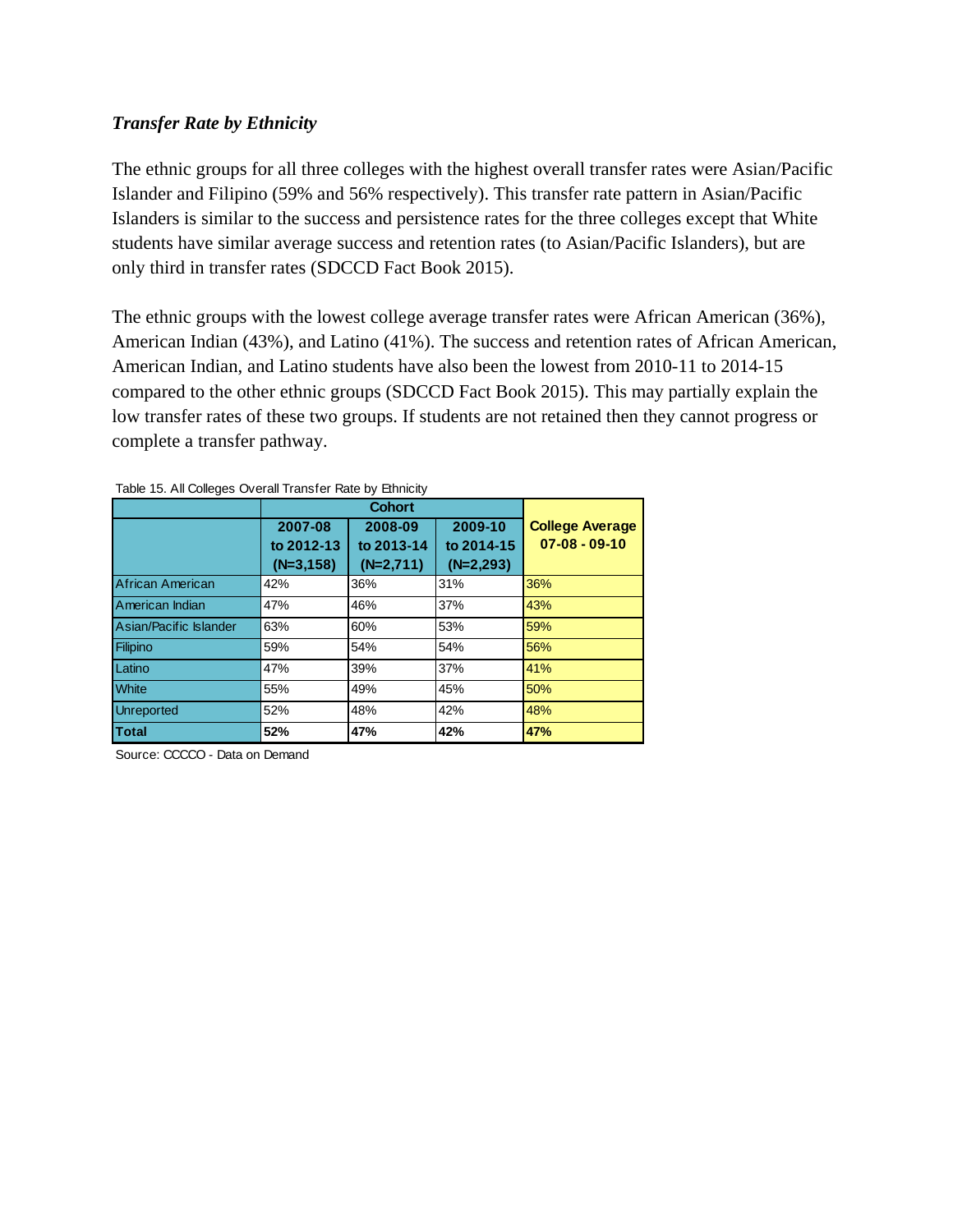### *Transfer Rate by Ethnicity*

The ethnic groups for all three colleges with the highest overall transfer rates were Asian/Pacific Islander and Filipino (59% and 56% respectively). This transfer rate pattern in Asian/Pacific Islanders is similar to the success and persistence rates for the three colleges except that White students have similar average success and retention rates (to Asian/Pacific Islanders), but are only third in transfer rates (SDCCD Fact Book 2015).

The ethnic groups with the lowest college average transfer rates were African American (36%), American Indian (43%), and Latino (41%). The success and retention rates of African American, American Indian, and Latino students have also been the lowest from 2010-11 to 2014-15 compared to the other ethnic groups (SDCCD Fact Book 2015). This may partially explain the low transfer rates of these two groups. If students are not retained then they cannot progress or complete a transfer pathway.

Table 15. All Colleges Overall Transfer Rate by Ethnicity

| | Cohort | | | College Average 07-08 - 09-10 |
|---|---|---|---|---|
| | 2007-08 to 2012-13 (N=3,158) | 2008-09 to 2013-14 (N=2,711) | 2009-10 to 2014-15 (N=2,293) | |
| African American | 42% | 36% | 31% | 36% |
| American Indian | 47% | 46% | 37% | 43% |
| Asian/Pacific Islander | 63% | 60% | 53% | 59% |
| Filipino | 59% | 54% | 54% | 56% |
| Latino | 47% | 39% | 37% | 41% |
| White | 55% | 49% | 45% | 50% |
| Unreported | 52% | 48% | 42% | 48% |
| **Total** | **52%** | **47%** | **42%** | **47%** |

Source: CCCCO - Data on Demand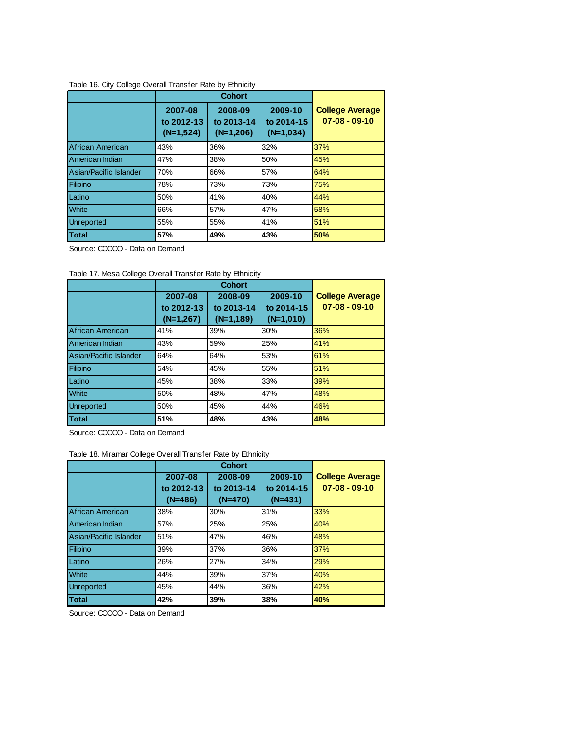Table 16. City College Overall Transfer Rate by Ethnicity

| | Cohort | | | College Average 07-08 - 09-10 |
|---|---|---|---|---|
| | 2007-08 to 2012-13 (N=1,524) | 2008-09 to 2013-14 (N=1,206) | 2009-10 to 2014-15 (N=1,034) | |
| African American | 43% | 36% | 32% | 37% |
| American Indian | 47% | 38% | 50% | 45% |
| Asian/Pacific Islander | 70% | 66% | 57% | 64% |
| Filipino | 78% | 73% | 73% | 75% |
| Latino | 50% | 41% | 40% | 44% |
| White | 66% | 57% | 47% | 58% |
| Unreported | 55% | 55% | 41% | 51% |
| **Total** | **57%** | **49%** | **43%** | **50%** |

Source: CCCCO - Data on Demand

Table 17. Mesa College Overall Transfer Rate by Ethnicity

| | Cohort | | | College Average 07-08 - 09-10 |
|---|---|---|---|---|
| | 2007-08 to 2012-13 (N=1,267) | 2008-09 to 2013-14 (N=1,189) | 2009-10 to 2014-15 (N=1,010) | |
| African American | 41% | 39% | 30% | 36% |
| American Indian | 43% | 59% | 25% | 41% |
| Asian/Pacific Islander | 64% | 64% | 53% | 61% |
| Filipino | 54% | 45% | 55% | 51% |
| Latino | 45% | 38% | 33% | 39% |
| White | 50% | 48% | 47% | 48% |
| Unreported | 50% | 45% | 44% | 46% |
| **Total** | **51%** | **48%** | **43%** | **48%** |

Source: CCCCO - Data on Demand

Table 18. Miramar College Overall Transfer Rate by Ethnicity

| | Cohort | | | College Average 07-08 - 09-10 |
|---|---|---|---|---|
| | 2007-08 to 2012-13 (N=486) | 2008-09 to 2013-14 (N=470) | 2009-10 to 2014-15 (N=431) | |
| African American | 38% | 30% | 31% | 33% |
| American Indian | 57% | 25% | 25% | 40% |
| Asian/Pacific Islander | 51% | 47% | 46% | 48% |
| Filipino | 39% | 37% | 36% | 37% |
| Latino | 26% | 27% | 34% | 29% |
| White | 44% | 39% | 37% | 40% |
| Unreported | 45% | 44% | 36% | 42% |
| **Total** | **42%** | **39%** | **38%** | **40%** |

Source: CCCCO - Data on Demand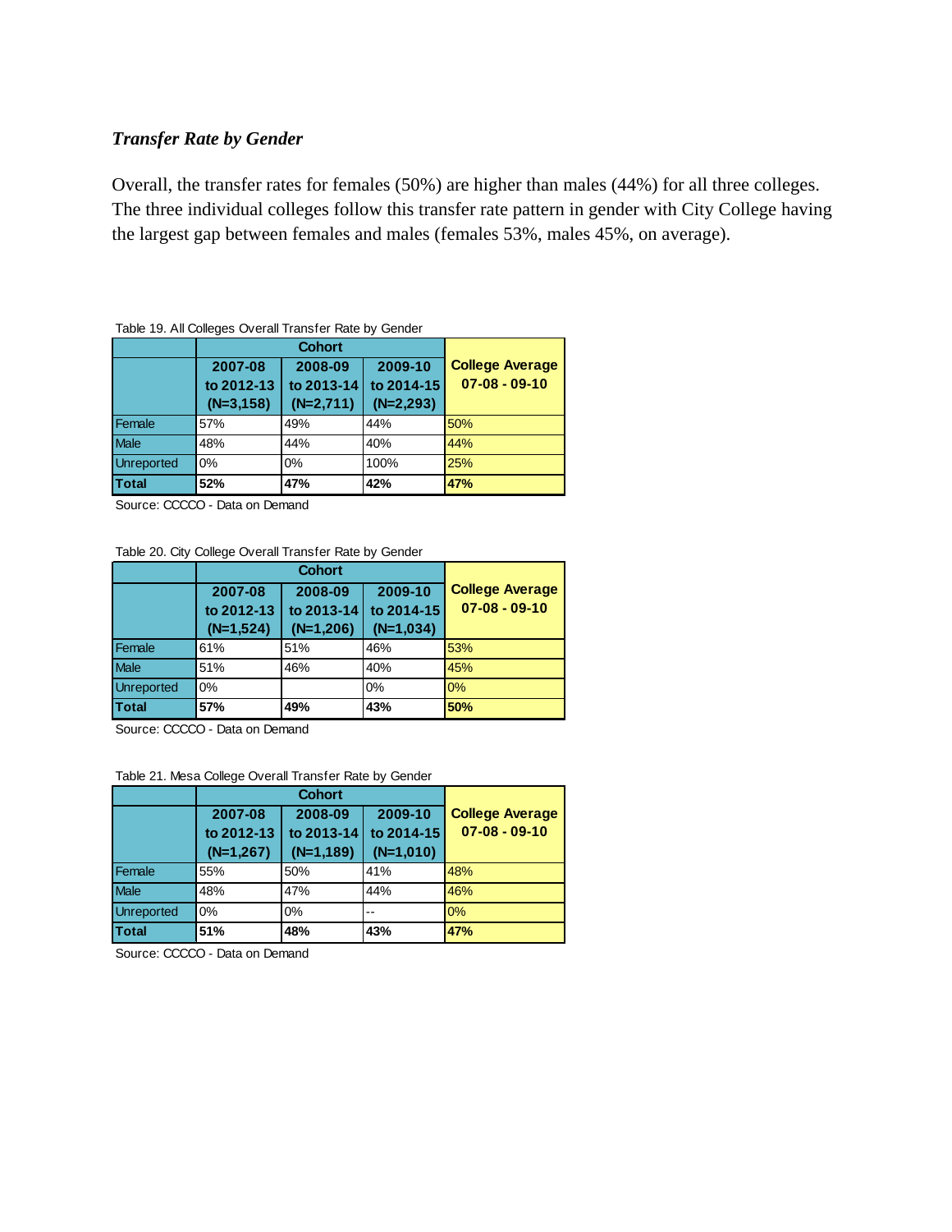### *Transfer Rate by Gender*

Overall, the transfer rates for females (50%) are higher than males (44%) for all three colleges. The three individual colleges follow this transfer rate pattern in gender with City College having the largest gap between females and males (females 53%, males 45%, on average).

Table 19. All Colleges Overall Transfer Rate by Gender

| | Cohort | | | College Average 07-08 - 09-10 |
|---|---|---|---|---|
| | 2007-08 to 2012-13 (N=3,158) | 2008-09 to 2013-14 (N=2,711) | 2009-10 to 2014-15 (N=2,293) | |
| Female | 57% | 49% | 44% | 50% |
| Male | 48% | 44% | 40% | 44% |
| Unreported | 0% | 0% | 100% | 25% |
| **Total** | **52%** | **47%** | **42%** | **47%** |

Source: CCCCO - Data on Demand

Table 20. City College Overall Transfer Rate by Gender

| | Cohort | | | College Average 07-08 - 09-10 |
|---|---|---|---|---|
| | 2007-08 to 2012-13 (N=1,524) | 2008-09 to 2013-14 (N=1,206) | 2009-10 to 2014-15 (N=1,034) | |
| Female | 61% | 51% | 46% | 53% |
| Male | 51% | 46% | 40% | 45% |
| Unreported | 0% | | 0% | 0% |
| **Total** | **57%** | **49%** | **43%** | **50%** |

Source: CCCCO - Data on Demand

Table 21. Mesa College Overall Transfer Rate by Gender

| | Cohort | | | College Average 07-08 - 09-10 |
|---|---|---|---|---|
| | 2007-08 to 2012-13 (N=1,267) | 2008-09 to 2013-14 (N=1,189) | 2009-10 to 2014-15 (N=1,010) | |
| Female | 55% | 50% | 41% | 48% |
| Male | 48% | 47% | 44% | 46% |
| Unreported | 0% | 0% | -- | 0% |
| **Total** | **51%** | **48%** | **43%** | **47%** |

Source: CCCCO - Data on Demand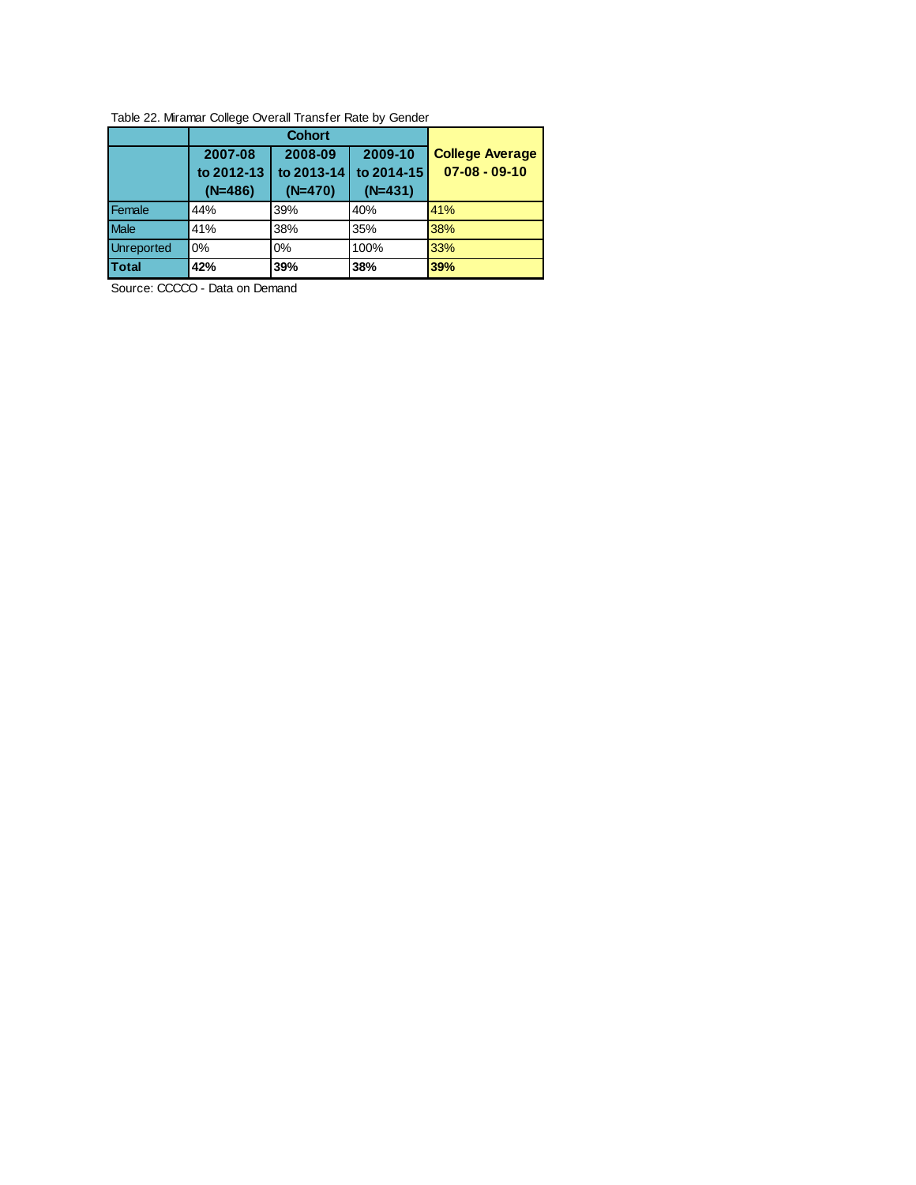Table 22. Miramar College Overall Transfer Rate by Gender

| | Cohort | | | College Average 07-08 - 09-10 |
|---|---|---|---|---|
| | 2007-08 to 2012-13 (N=486) | 2008-09 to 2013-14 (N=470) | 2009-10 to 2014-15 (N=431) | |
| Female | 44% | 39% | 40% | 41% |
| Male | 41% | 38% | 35% | 38% |
| Unreported | 0% | 0% | 100% | 33% |
| **Total** | **42%** | **39%** | **38%** | **39%** |

Source: CCCCO - Data on Demand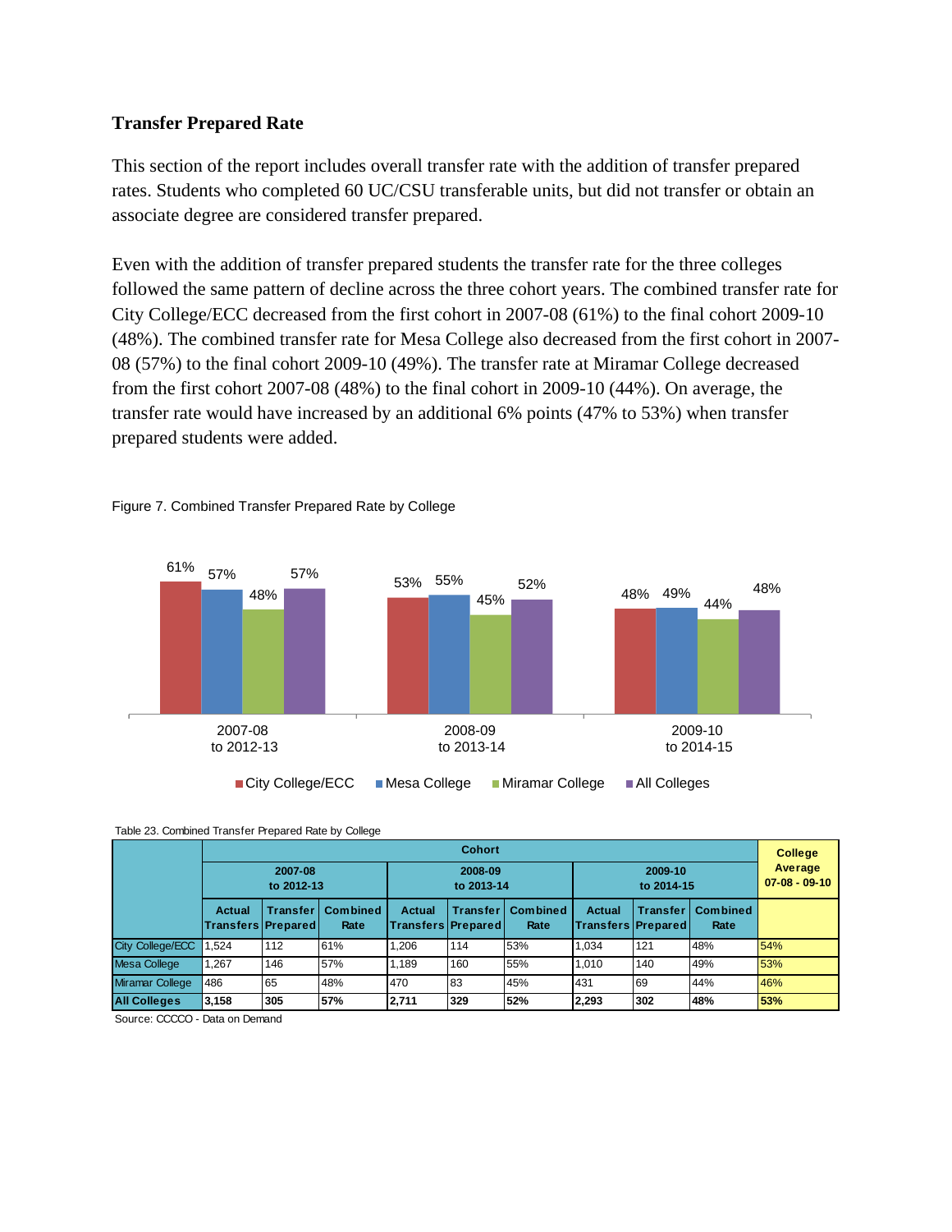### Transfer Prepared Rate

This section of the report includes overall transfer rate with the addition of transfer prepared rates. Students who completed 60 UC/CSU transferable units, but did not transfer or obtain an associate degree are considered transfer prepared.

Even with the addition of transfer prepared students the transfer rate for the three colleges followed the same pattern of decline across the three cohort years. The combined transfer rate for City College/ECC decreased from the first cohort in 2007-08 (61%) to the final cohort 2009-10 (48%). The combined transfer rate for Mesa College also decreased from the first cohort in 2007-08 (57%) to the final cohort 2009-10 (49%). The transfer rate at Miramar College decreased from the first cohort 2007-08 (48%) to the final cohort in 2009-10 (44%). On average, the transfer rate would have increased by an additional 6% points (47% to 53%) when transfer prepared students were added.

Figure 7. Combined Transfer Prepared Rate by College

61% 57% 48% 57%
53% 55% 45% 52%
48% 49% 44% 48%

2007-08 to 2012-13
2008-09 to 2013-14
2009-10 to 2014-15

City College/ECC
Mesa College
Miramar College
All Colleges

Table 23. Combined Transfer Prepared Rate by College

| | Cohort | | | | | | | | | College Average 07-08 - 09-10 |
|---|---|---|---|---|---|---|---|---|---|---|
| | 2007-08 to 2012-13 | | | 2008-09 to 2013-14 | | | 2009-10 to 2014-15 | | | |
| | Actual Transfers | Transfer Prepared | Combined Rate | Actual Transfers | Transfer Prepared | Combined Rate | Actual Transfers | Transfer Prepared | Combined Rate | |
| City College/ECC | 1,524 | 112 | 61% | 1,206 | 114 | 53% | 1,034 | 121 | 48% | 54% |
| Mesa College | 1,267 | 146 | 57% | 1,189 | 160 | 55% | 1,010 | 140 | 49% | 53% |
| Miramar College | 486 | 65 | 48% | 470 | 83 | 45% | 431 | 69 | 44% | 46% |
| **All Colleges** | **3,158** | **305** | **57%** | **2,711** | **329** | **52%** | **2,293** | **302** | **48%** | **53%** |

Source: CCCCO - Data on Demand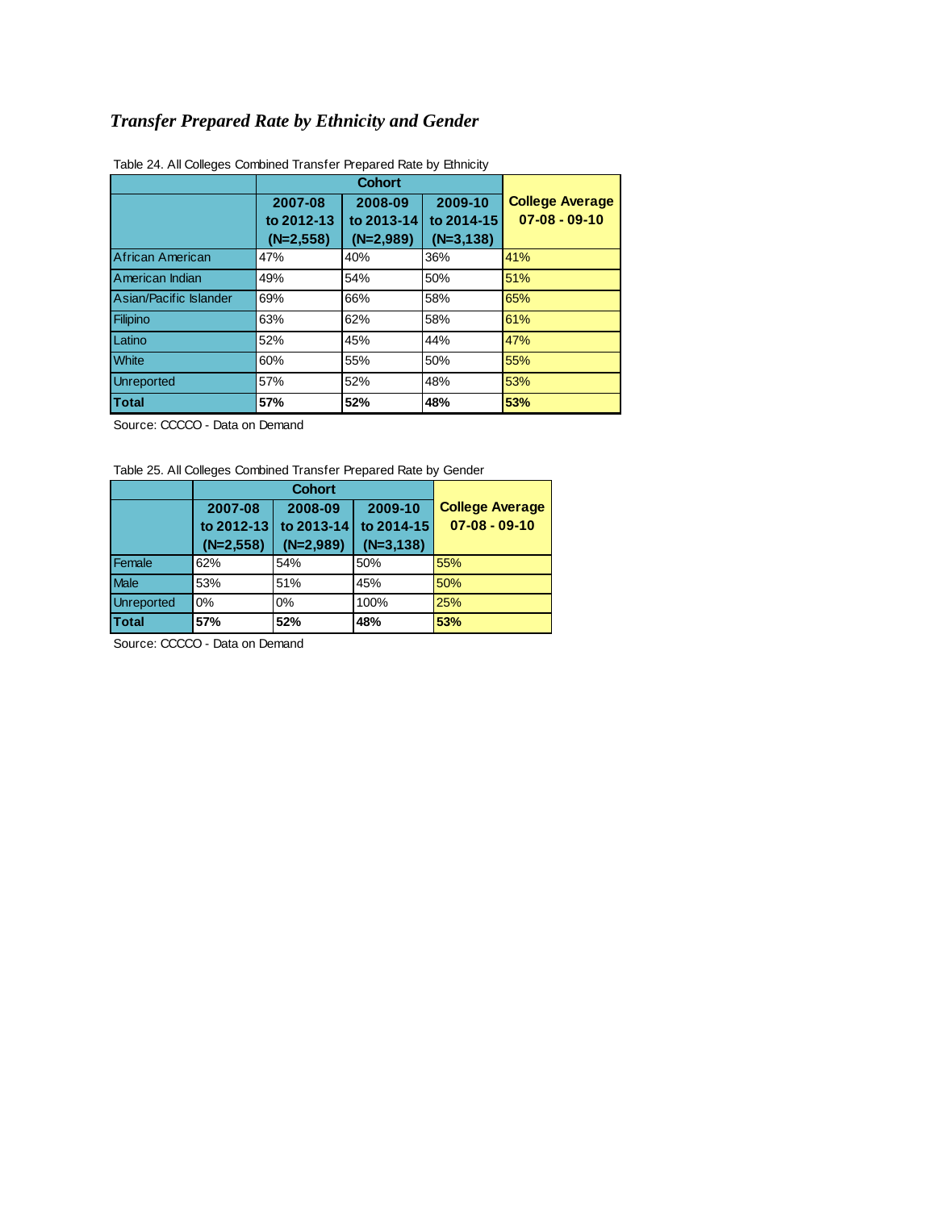## *Transfer Prepared Rate by Ethnicity and Gender*

Table 24. All Colleges Combined Transfer Prepared Rate by Ethnicity

| | Cohort | | | College Average 07-08 - 09-10 |
|---|---|---|---|---|
| | 2007-08 to 2012-13 (N=2,558) | 2008-09 to 2013-14 (N=2,989) | 2009-10 to 2014-15 (N=3,138) | |
| African American | 47% | 40% | 36% | 41% |
| American Indian | 49% | 54% | 50% | 51% |
| Asian/Pacific Islander | 69% | 66% | 58% | 65% |
| Filipino | 63% | 62% | 58% | 61% |
| Latino | 52% | 45% | 44% | 47% |
| White | 60% | 55% | 50% | 55% |
| Unreported | 57% | 52% | 48% | 53% |
| **Total** | **57%** | **52%** | **48%** | **53%** |

Source: CCCCO - Data on Demand

Table 25. All Colleges Combined Transfer Prepared Rate by Gender

| | Cohort | | | College Average 07-08 - 09-10 |
|---|---|---|---|---|
| | 2007-08 to 2012-13 (N=2,558) | 2008-09 to 2013-14 (N=2,989) | 2009-10 to 2014-15 (N=3,138) | |
| Female | 62% | 54% | 50% | 55% |
| Male | 53% | 51% | 45% | 50% |
| Unreported | 0% | 0% | 100% | 25% |
| **Total** | **57%** | **52%** | **48%** | **53%** |

Source: CCCCO - Data on Demand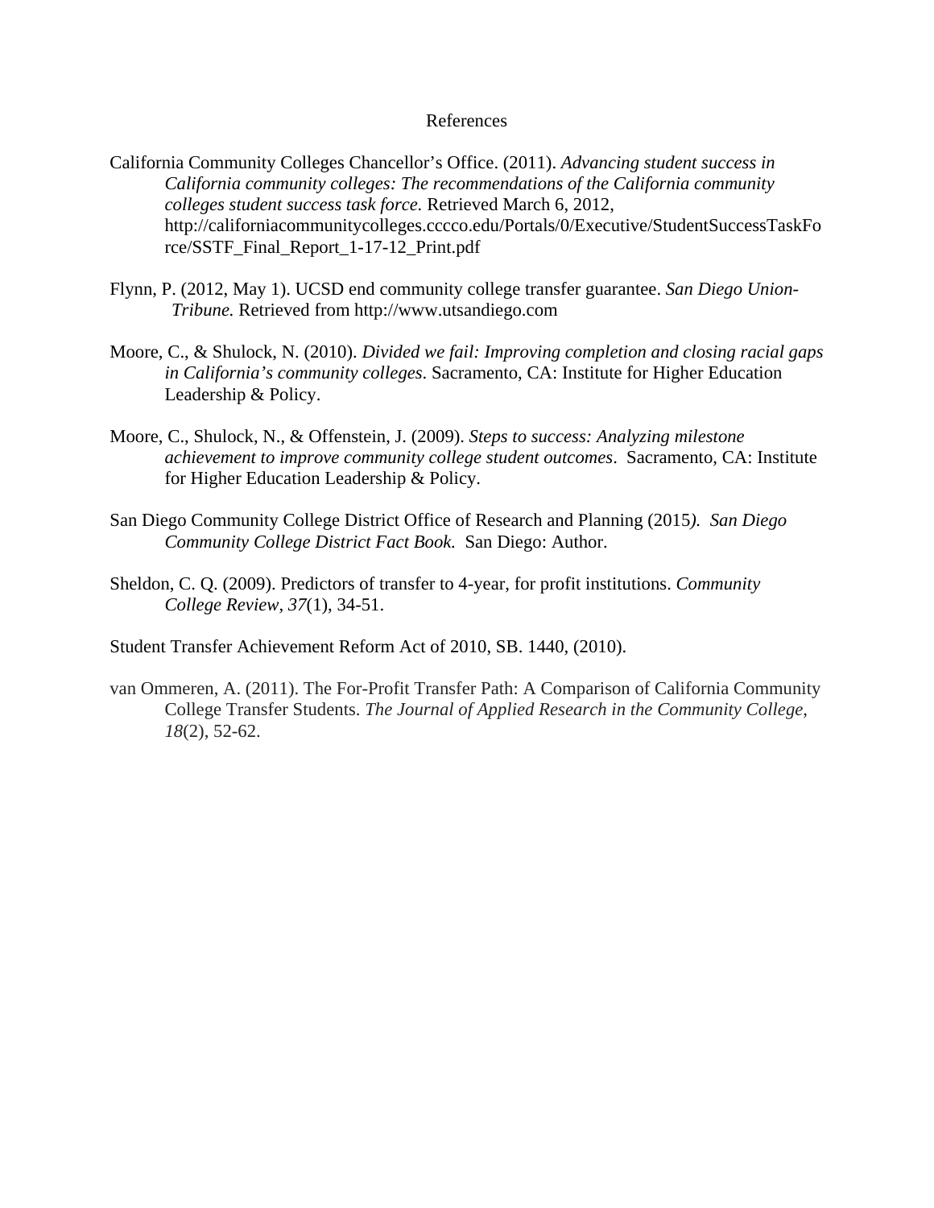# References

California Community Colleges Chancellor's Office. (2011). *Advancing student success in California community colleges: The recommendations of the California community colleges student success task force.* Retrieved March 6, 2012, http://californiacommunitycolleges.cccco.edu/Portals/0/Executive/StudentSuccessTaskForce/SSTF_Final_Report_1-17-12_Print.pdf

Flynn, P. (2012, May 1). UCSD end community college transfer guarantee. *San Diego Union-Tribune.* Retrieved from http://www.utsandiego.com

Moore, C., & Shulock, N. (2010). *Divided we fail: Improving completion and closing racial gaps in California's community colleges*. Sacramento, CA: Institute for Higher Education Leadership & Policy.

Moore, C., Shulock, N., & Offenstein, J. (2009). *Steps to success: Analyzing milestone achievement to improve community college student outcomes*. Sacramento, CA: Institute for Higher Education Leadership & Policy.

San Diego Community College District Office of Research and Planning (2015*). San Diego Community College District Fact Book.* San Diego: Author.

Sheldon, C. Q. (2009). Predictors of transfer to 4-year, for profit institutions. *Community College Review, 37*(1), 34-51.

Student Transfer Achievement Reform Act of 2010, SB. 1440, (2010).

van Ommeren, A. (2011). The For-Profit Transfer Path: A Comparison of California Community College Transfer Students. *The Journal of Applied Research in the Community College*, *18*(2), 52-62.